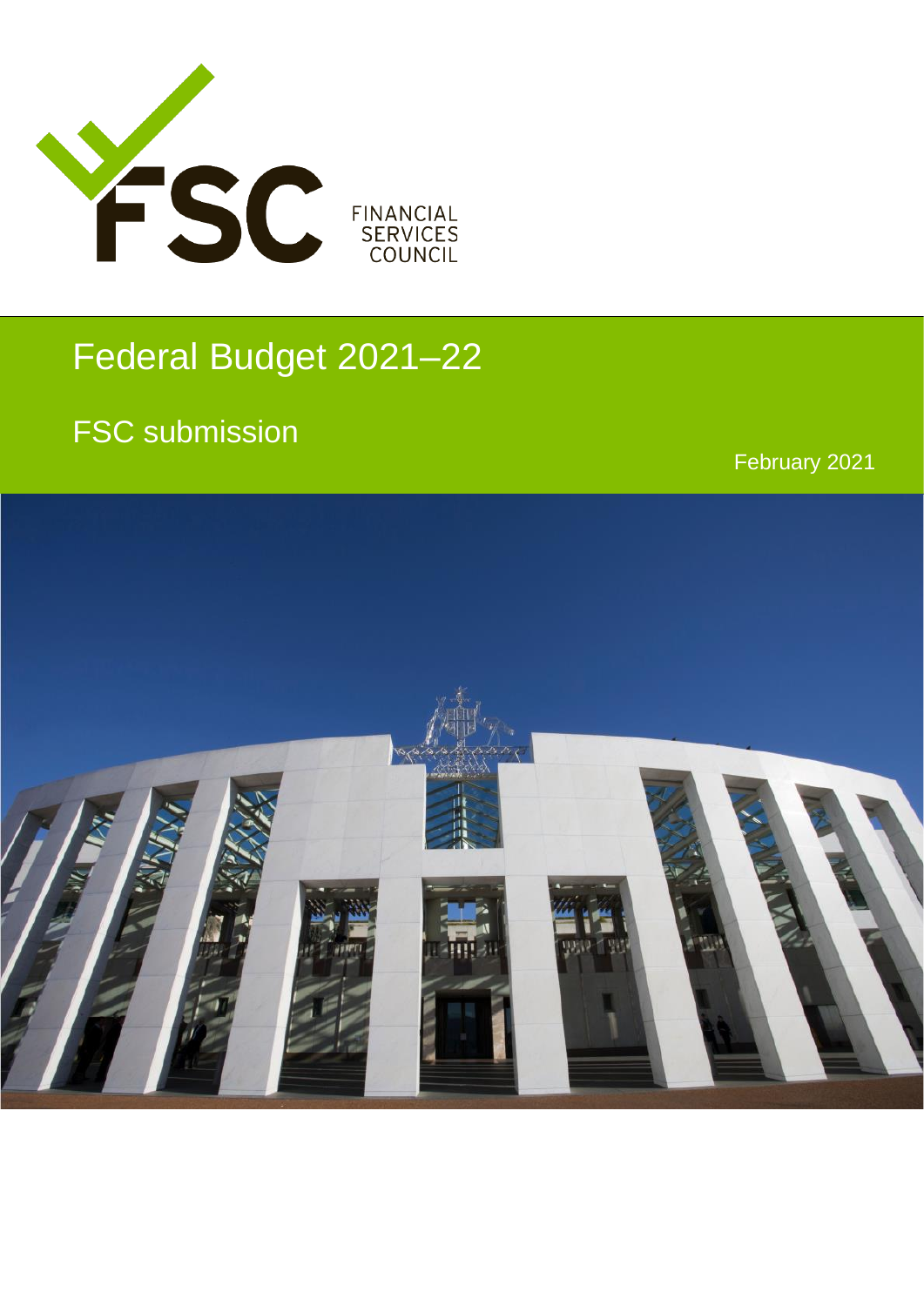FINANCIAL SERVICES COUNCIL

# Federal Budget 2021–22

## FSC submission

February 2021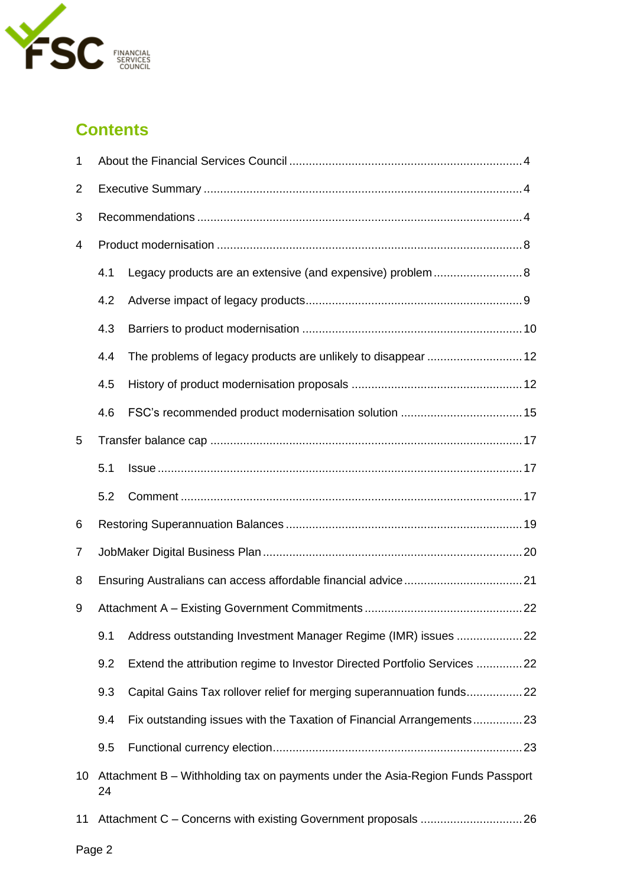FSC FINANCIAL SERVICES COUNCIL

## Contents

1 About the Financial Services Council ........................................................................ 4

2 Executive Summary ...................................................................................................... 4

3 Recommendations ........................................................................................................ 4

4 Product modernisation ................................................................................................. 8

- 4.1 Legacy products are an extensive (and expensive) problem ........................... 8
- 4.2 Adverse impact of legacy products .................................................................. 9
- 4.3 Barriers to product modernisation ................................................................... 10
- 4.4 The problems of legacy products are unlikely to disappear ............................. 12
- 4.5 History of product modernisation proposals .................................................... 12
- 4.6 FSC's recommended product modernisation solution ..................................... 15

5 Transfer balance cap .................................................................................................. 17

- 5.1 Issue ................................................................................................................ 17
- 5.2 Comment ......................................................................................................... 17

6 Restoring Superannuation Balances .......................................................................... 19

7 JobMaker Digital Business Plan ................................................................................. 20

8 Ensuring Australians can access affordable financial advice .................................... 21

9 Attachment A – Existing Government Commitments ................................................ 22

- 9.1 Address outstanding Investment Manager Regime (IMR) issues .................... 22
- 9.2 Extend the attribution regime to Investor Directed Portfolio Services .............. 22
- 9.3 Capital Gains Tax rollover relief for merging superannuation funds ................. 22
- 9.4 Fix outstanding issues with the Taxation of Financial Arrangements ............... 23
- 9.5 Functional currency election ............................................................................ 23

10 Attachment B – Withholding tax on payments under the Asia-Region Funds Passport 24

11 Attachment C – Concerns with existing Government proposals ............................... 26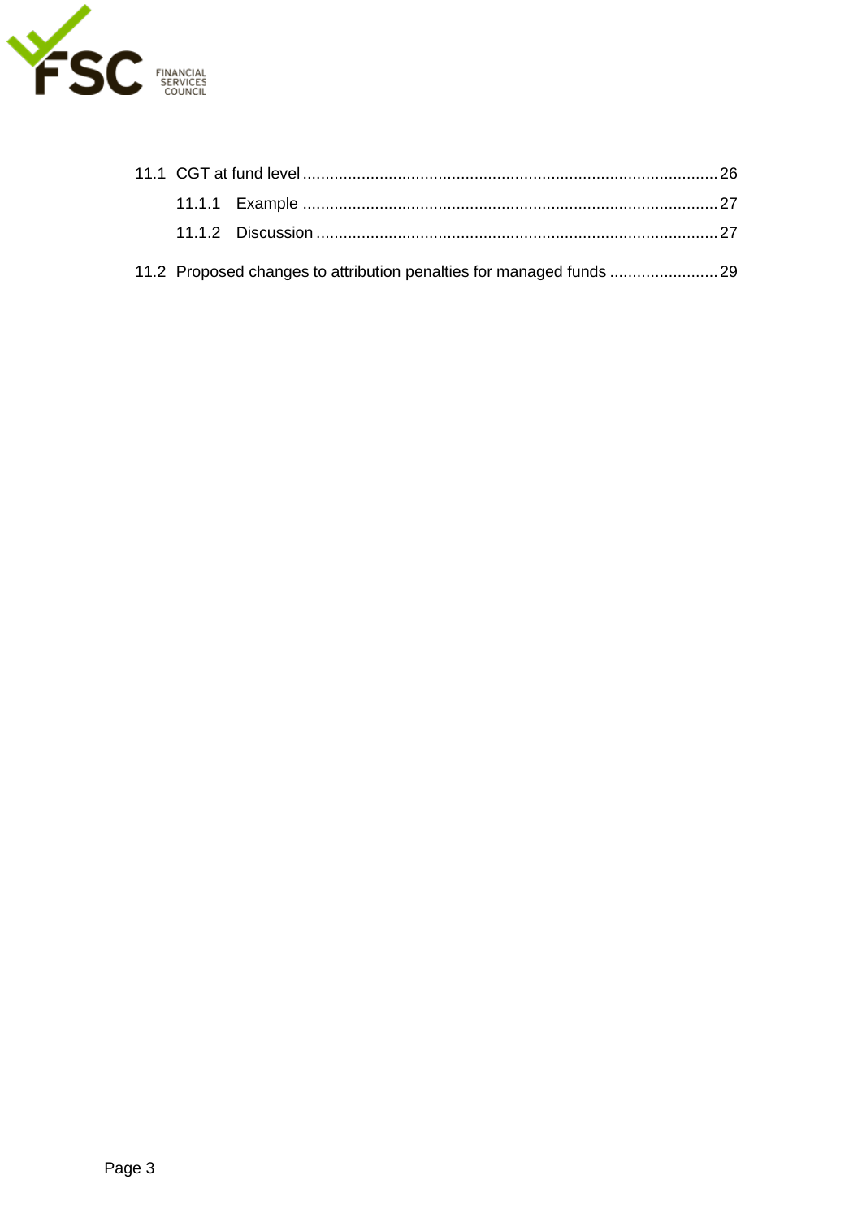11.1 CGT at fund level ........................................................................................ 26

11.1.1 Example ........................................................................................ 27

11.1.2 Discussion ..................................................................................... 27

11.2 Proposed changes to attribution penalties for managed funds ........................ 29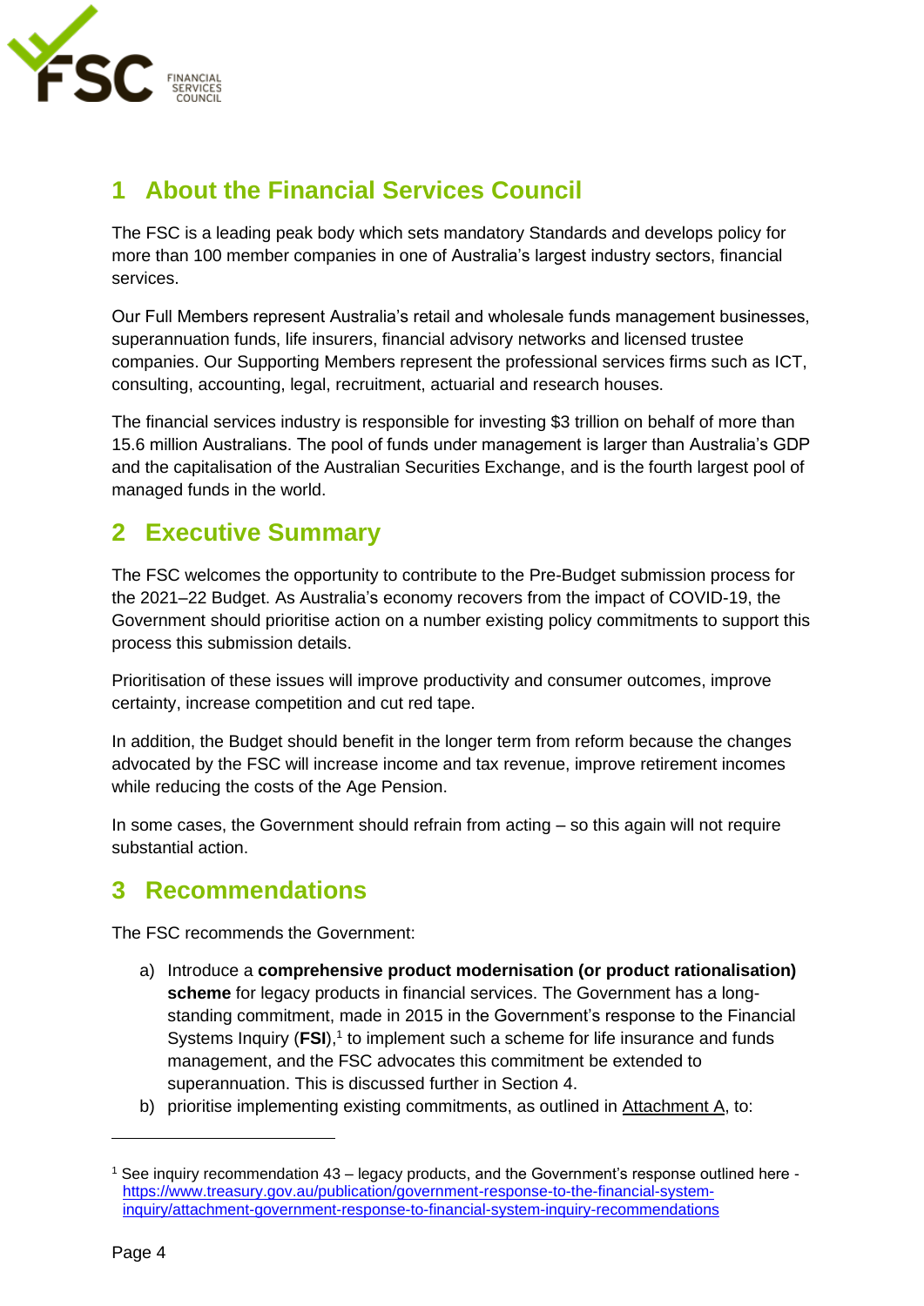## 1 About the Financial Services Council

The FSC is a leading peak body which sets mandatory Standards and develops policy for more than 100 member companies in one of Australia's largest industry sectors, financial services.

Our Full Members represent Australia's retail and wholesale funds management businesses, superannuation funds, life insurers, financial advisory networks and licensed trustee companies. Our Supporting Members represent the professional services firms such as ICT, consulting, accounting, legal, recruitment, actuarial and research houses.

The financial services industry is responsible for investing $3 trillion on behalf of more than 15.6 million Australians. The pool of funds under management is larger than Australia's GDP and the capitalisation of the Australian Securities Exchange, and is the fourth largest pool of managed funds in the world.

## 2 Executive Summary

The FSC welcomes the opportunity to contribute to the Pre-Budget submission process for the 2021–22 Budget. As Australia's economy recovers from the impact of COVID-19, the Government should prioritise action on a number existing policy commitments to support this process this submission details.

Prioritisation of these issues will improve productivity and consumer outcomes, improve certainty, increase competition and cut red tape.

In addition, the Budget should benefit in the longer term from reform because the changes advocated by the FSC will increase income and tax revenue, improve retirement incomes while reducing the costs of the Age Pension.

In some cases, the Government should refrain from acting – so this again will not require substantial action.

## 3 Recommendations

The FSC recommends the Government:

a) Introduce a **comprehensive product modernisation (or product rationalisation) scheme** for legacy products in financial services. The Government has a long-standing commitment, made in 2015 in the Government's response to the Financial Systems Inquiry (**FSI**),[1] to implement such a scheme for life insurance and funds management, and the FSC advocates this commitment be extended to superannuation. This is discussed further in Section 4.

b) prioritise implementing existing commitments, as outlined in Attachment A, to:

[1] See inquiry recommendation 43 – legacy products, and the Government's response outlined here - https://www.treasury.gov.au/publication/government-response-to-the-financial-system-inquiry/attachment-government-response-to-financial-system-inquiry-recommendations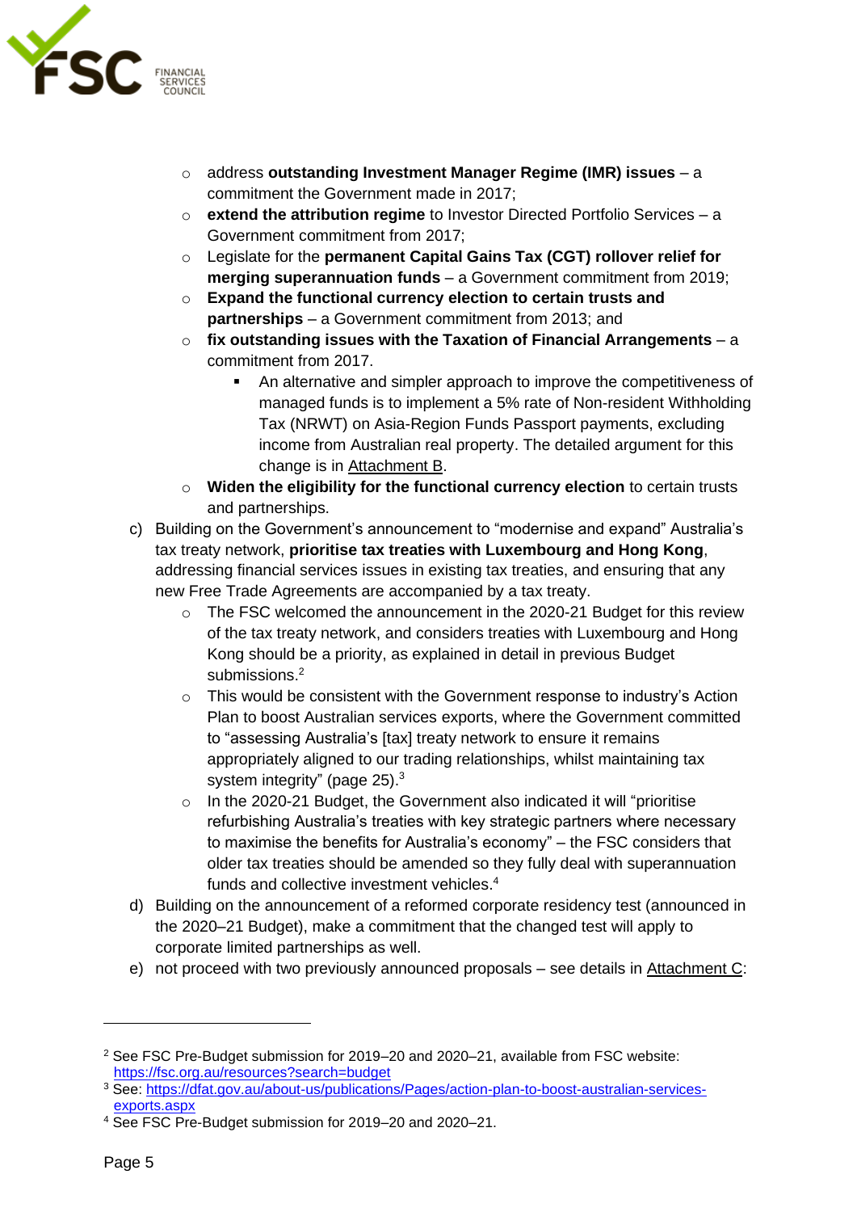- address **outstanding Investment Manager Regime (IMR) issues** – a commitment the Government made in 2017;
  - **extend the attribution regime** to Investor Directed Portfolio Services – a Government commitment from 2017;
  - Legislate for the **permanent Capital Gains Tax (CGT) rollover relief for merging superannuation funds** – a Government commitment from 2019;
  - **Expand the functional currency election to certain trusts and partnerships** – a Government commitment from 2013; and
  - **fix outstanding issues with the Taxation of Financial Arrangements** – a commitment from 2017.
    - An alternative and simpler approach to improve the competitiveness of managed funds is to implement a 5% rate of Non-resident Withholding Tax (NRWT) on Asia-Region Funds Passport payments, excluding income from Australian real property. The detailed argument for this change is in Attachment B.
  - **Widen the eligibility for the functional currency election** to certain trusts and partnerships.

c) Building on the Government's announcement to "modernise and expand" Australia's tax treaty network, **prioritise tax treaties with Luxembourg and Hong Kong**, addressing financial services issues in existing tax treaties, and ensuring that any new Free Trade Agreements are accompanied by a tax treaty.
  - The FSC welcomed the announcement in the 2020-21 Budget for this review of the tax treaty network, and considers treaties with Luxembourg and Hong Kong should be a priority, as explained in detail in previous Budget submissions.[2]
  - This would be consistent with the Government response to industry's Action Plan to boost Australian services exports, where the Government committed to "assessing Australia's [tax] treaty network to ensure it remains appropriately aligned to our trading relationships, whilst maintaining tax system integrity" (page 25).[3]
  - In the 2020-21 Budget, the Government also indicated it will "prioritise refurbishing Australia's treaties with key strategic partners where necessary to maximise the benefits for Australia's economy" – the FSC considers that older tax treaties should be amended so they fully deal with superannuation funds and collective investment vehicles.[4]

d) Building on the announcement of a reformed corporate residency test (announced in the 2020–21 Budget), make a commitment that the changed test will apply to corporate limited partnerships as well.

e) not proceed with two previously announced proposals – see details in Attachment C:

---

[2] See FSC Pre-Budget submission for 2019–20 and 2020–21, available from FSC website: https://fsc.org.au/resources?search=budget

[3] See: https://dfat.gov.au/about-us/publications/Pages/action-plan-to-boost-australian-services-exports.aspx

[4] See FSC Pre-Budget submission for 2019–20 and 2020–21.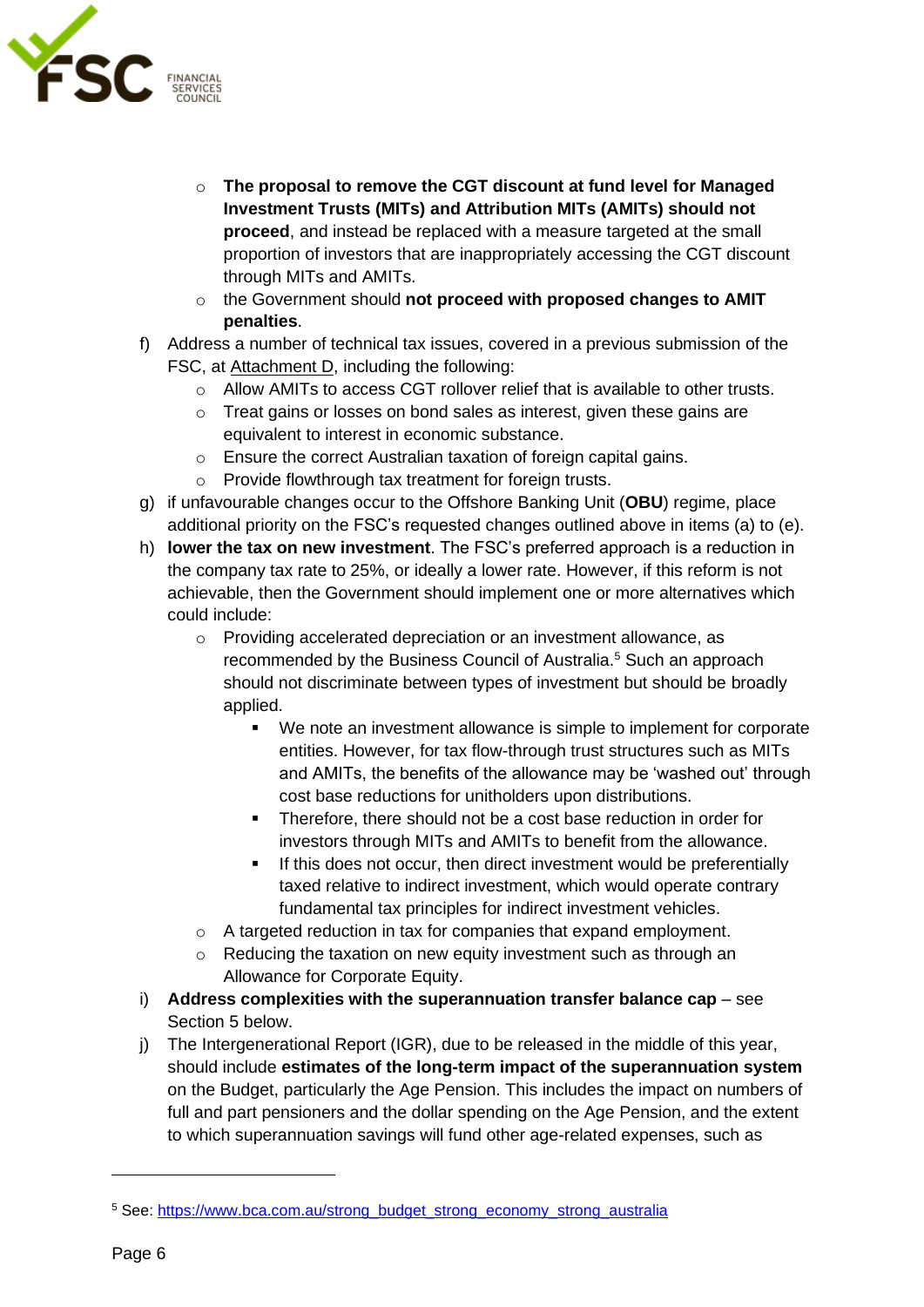- **The proposal to remove the CGT discount at fund level for Managed Investment Trusts (MITs) and Attribution MITs (AMITs) should not proceed**, and instead be replaced with a measure targeted at the small proportion of investors that are inappropriately accessing the CGT discount through MITs and AMITs.
  - the Government should **not proceed with proposed changes to AMIT penalties**.

f) Address a number of technical tax issues, covered in a previous submission of the FSC, at Attachment D, including the following:
  - Allow AMITs to access CGT rollover relief that is available to other trusts.
  - Treat gains or losses on bond sales as interest, given these gains are equivalent to interest in economic substance.
  - Ensure the correct Australian taxation of foreign capital gains.
  - Provide flowthrough tax treatment for foreign trusts.

g) if unfavourable changes occur to the Offshore Banking Unit (**OBU**) regime, place additional priority on the FSC's requested changes outlined above in items (a) to (e).

h) **lower the tax on new investment**. The FSC's preferred approach is a reduction in the company tax rate to 25%, or ideally a lower rate. However, if this reform is not achievable, then the Government should implement one or more alternatives which could include:
  - Providing accelerated depreciation or an investment allowance, as recommended by the Business Council of Australia.[5] Such an approach should not discriminate between types of investment but should be broadly applied.
    - We note an investment allowance is simple to implement for corporate entities. However, for tax flow-through trust structures such as MITs and AMITs, the benefits of the allowance may be 'washed out' through cost base reductions for unitholders upon distributions.
    - Therefore, there should not be a cost base reduction in order for investors through MITs and AMITs to benefit from the allowance.
    - If this does not occur, then direct investment would be preferentially taxed relative to indirect investment, which would operate contrary fundamental tax principles for indirect investment vehicles.
  - A targeted reduction in tax for companies that expand employment.
  - Reducing the taxation on new equity investment such as through an Allowance for Corporate Equity.

i) **Address complexities with the superannuation transfer balance cap** – see Section 5 below.

j) The Intergenerational Report (IGR), due to be released in the middle of this year, should include **estimates of the long-term impact of the superannuation system** on the Budget, particularly the Age Pension. This includes the impact on numbers of full and part pensioners and the dollar spending on the Age Pension, and the extent to which superannuation savings will fund other age-related expenses, such as

---

[5] See: https://www.bca.com.au/strong_budget_strong_economy_strong_australia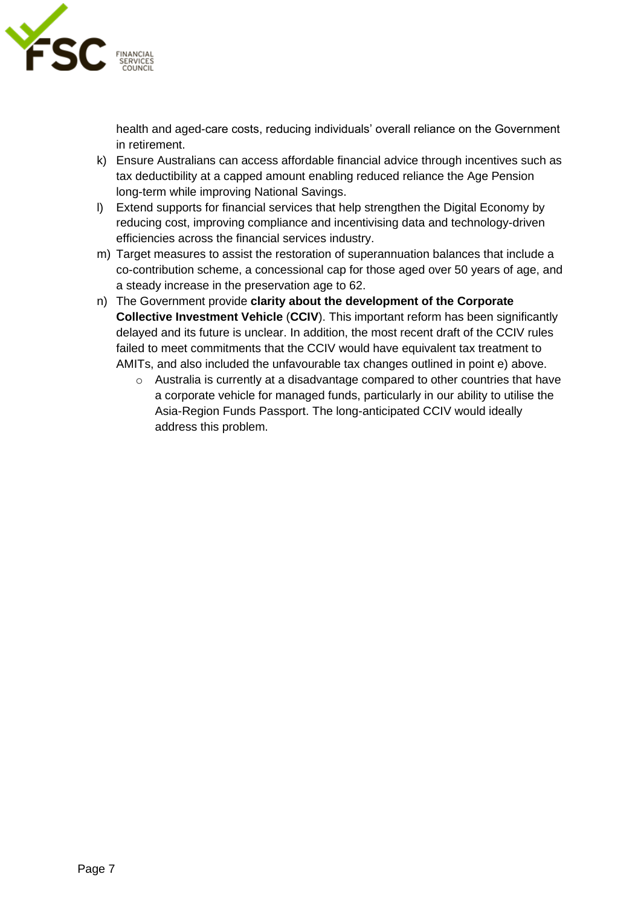health and aged-care costs, reducing individuals' overall reliance on the Government in retirement.

k) Ensure Australians can access affordable financial advice through incentives such as tax deductibility at a capped amount enabling reduced reliance the Age Pension long-term while improving National Savings.

l) Extend supports for financial services that help strengthen the Digital Economy by reducing cost, improving compliance and incentivising data and technology-driven efficiencies across the financial services industry.

m) Target measures to assist the restoration of superannuation balances that include a co-contribution scheme, a concessional cap for those aged over 50 years of age, and a steady increase in the preservation age to 62.

n) The Government provide **clarity about the development of the Corporate Collective Investment Vehicle** (**CCIV**). This important reform has been significantly delayed and its future is unclear. In addition, the most recent draft of the CCIV rules failed to meet commitments that the CCIV would have equivalent tax treatment to AMITs, and also included the unfavourable tax changes outlined in point e) above.
   - Australia is currently at a disadvantage compared to other countries that have a corporate vehicle for managed funds, particularly in our ability to utilise the Asia-Region Funds Passport. The long-anticipated CCIV would ideally address this problem.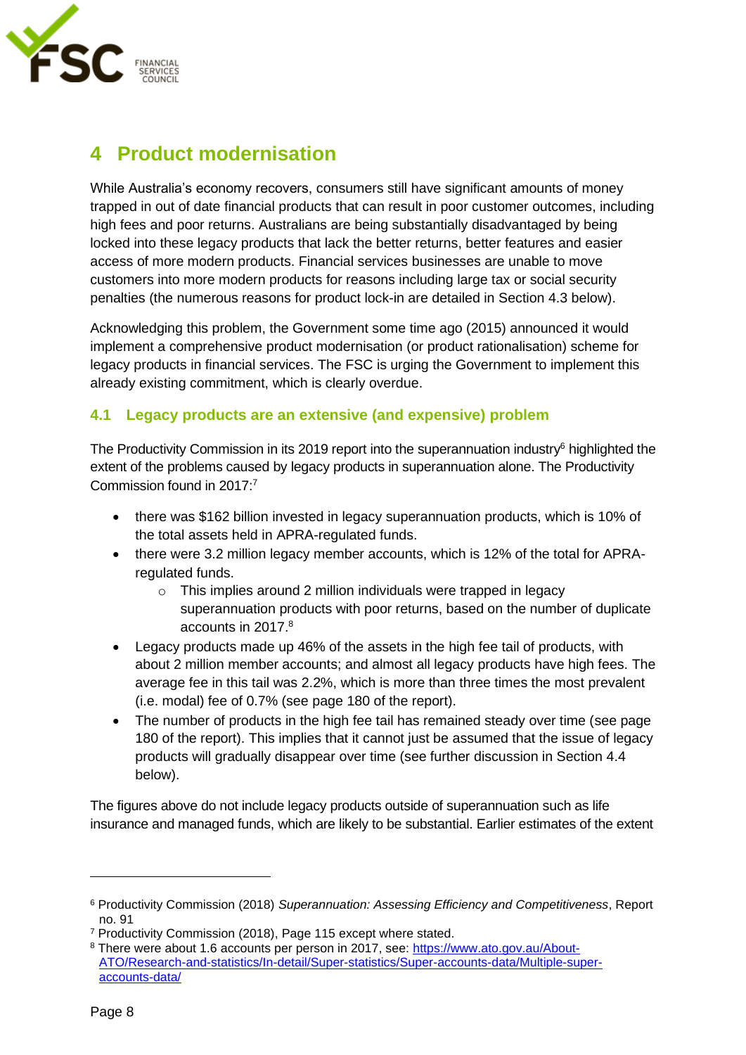# 4 Product modernisation

While Australia's economy recovers, consumers still have significant amounts of money trapped in out of date financial products that can result in poor customer outcomes, including high fees and poor returns. Australians are being substantially disadvantaged by being locked into these legacy products that lack the better returns, better features and easier access of more modern products. Financial services businesses are unable to move customers into more modern products for reasons including large tax or social security penalties (the numerous reasons for product lock-in are detailed in Section 4.3 below).

Acknowledging this problem, the Government some time ago (2015) announced it would implement a comprehensive product modernisation (or product rationalisation) scheme for legacy products in financial services. The FSC is urging the Government to implement this already existing commitment, which is clearly overdue.

## 4.1 Legacy products are an extensive (and expensive) problem

The Productivity Commission in its 2019 report into the superannuation industry[6] highlighted the extent of the problems caused by legacy products in superannuation alone. The Productivity Commission found in 2017:[7]

- there was $162 billion invested in legacy superannuation products, which is 10% of the total assets held in APRA-regulated funds.
- there were 3.2 million legacy member accounts, which is 12% of the total for APRA-regulated funds.
  - This implies around 2 million individuals were trapped in legacy superannuation products with poor returns, based on the number of duplicate accounts in 2017.[8]
- Legacy products made up 46% of the assets in the high fee tail of products, with about 2 million member accounts; and almost all legacy products have high fees. The average fee in this tail was 2.2%, which is more than three times the most prevalent (i.e. modal) fee of 0.7% (see page 180 of the report).
- The number of products in the high fee tail has remained steady over time (see page 180 of the report). This implies that it cannot just be assumed that the issue of legacy products will gradually disappear over time (see further discussion in Section 4.4 below).

The figures above do not include legacy products outside of superannuation such as life insurance and managed funds, which are likely to be substantial. Earlier estimates of the extent

---

[6] Productivity Commission (2018) *Superannuation: Assessing Efficiency and Competitiveness*, Report no. 91

[7] Productivity Commission (2018), Page 115 except where stated.

[8] There were about 1.6 accounts per person in 2017, see: https://www.ato.gov.au/About-ATO/Research-and-statistics/In-detail/Super-statistics/Super-accounts-data/Multiple-super-accounts-data/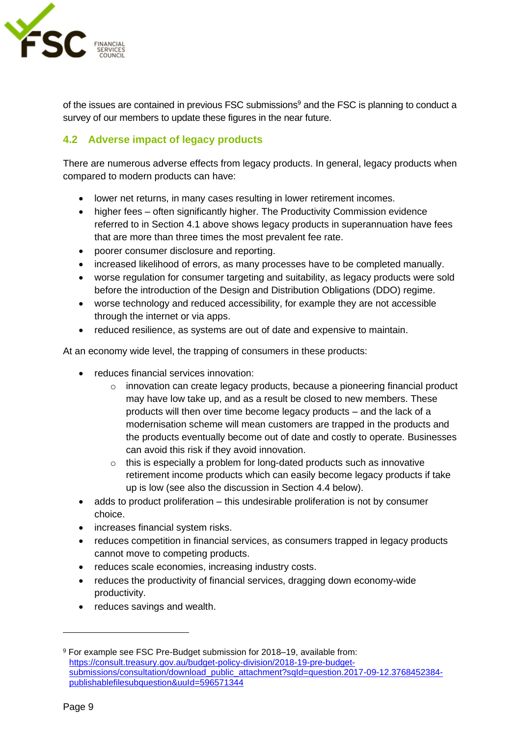of the issues are contained in previous FSC submissions[9] and the FSC is planning to conduct a survey of our members to update these figures in the near future.

## 4.2 Adverse impact of legacy products

There are numerous adverse effects from legacy products. In general, legacy products when compared to modern products can have:

- lower net returns, in many cases resulting in lower retirement incomes.
- higher fees – often significantly higher. The Productivity Commission evidence referred to in Section 4.1 above shows legacy products in superannuation have fees that are more than three times the most prevalent fee rate.
- poorer consumer disclosure and reporting.
- increased likelihood of errors, as many processes have to be completed manually.
- worse regulation for consumer targeting and suitability, as legacy products were sold before the introduction of the Design and Distribution Obligations (DDO) regime.
- worse technology and reduced accessibility, for example they are not accessible through the internet or via apps.
- reduced resilience, as systems are out of date and expensive to maintain.

At an economy wide level, the trapping of consumers in these products:

- reduces financial services innovation:
  - innovation can create legacy products, because a pioneering financial product may have low take up, and as a result be closed to new members. These products will then over time become legacy products – and the lack of a modernisation scheme will mean customers are trapped in the products and the products eventually become out of date and costly to operate. Businesses can avoid this risk if they avoid innovation.
  - this is especially a problem for long-dated products such as innovative retirement income products which can easily become legacy products if take up is low (see also the discussion in Section 4.4 below).
- adds to product proliferation – this undesirable proliferation is not by consumer choice.
- increases financial system risks.
- reduces competition in financial services, as consumers trapped in legacy products cannot move to competing products.
- reduces scale economies, increasing industry costs.
- reduces the productivity of financial services, dragging down economy-wide productivity.
- reduces savings and wealth.

---

[9] For example see FSC Pre-Budget submission for 2018–19, available from: https://consult.treasury.gov.au/budget-policy-division/2018-19-pre-budget-submissions/consultation/download_public_attachment?sqId=question.2017-09-12.3768452384-publishablefilesubquestion&uuId=596571344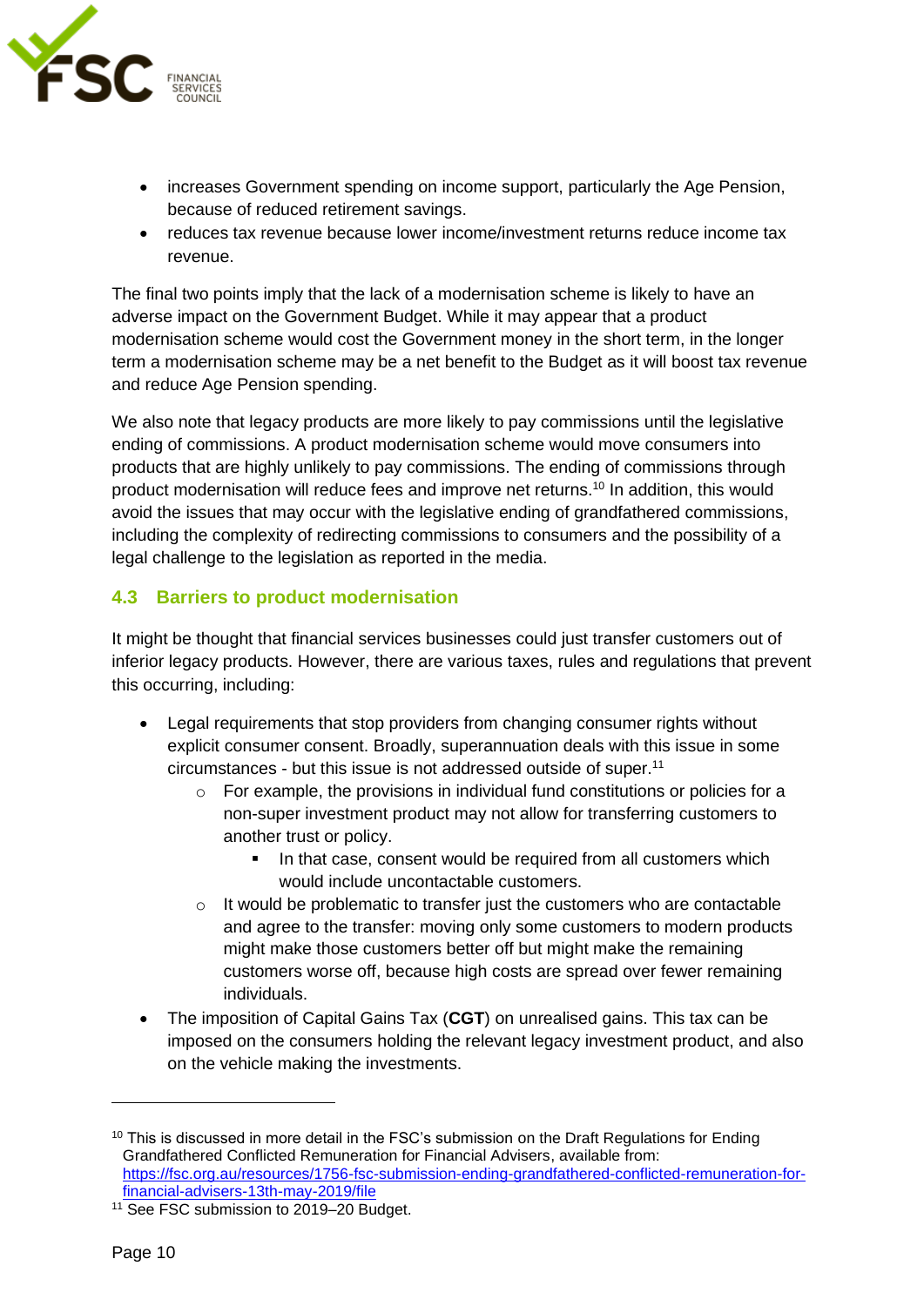- increases Government spending on income support, particularly the Age Pension, because of reduced retirement savings.
- reduces tax revenue because lower income/investment returns reduce income tax revenue.

The final two points imply that the lack of a modernisation scheme is likely to have an adverse impact on the Government Budget. While it may appear that a product modernisation scheme would cost the Government money in the short term, in the longer term a modernisation scheme may be a net benefit to the Budget as it will boost tax revenue and reduce Age Pension spending.

We also note that legacy products are more likely to pay commissions until the legislative ending of commissions. A product modernisation scheme would move consumers into products that are highly unlikely to pay commissions. The ending of commissions through product modernisation will reduce fees and improve net returns.[10] In addition, this would avoid the issues that may occur with the legislative ending of grandfathered commissions, including the complexity of redirecting commissions to consumers and the possibility of a legal challenge to the legislation as reported in the media.

## 4.3 Barriers to product modernisation

It might be thought that financial services businesses could just transfer customers out of inferior legacy products. However, there are various taxes, rules and regulations that prevent this occurring, including:

- Legal requirements that stop providers from changing consumer rights without explicit consumer consent. Broadly, superannuation deals with this issue in some circumstances - but this issue is not addressed outside of super.[11]
    - For example, the provisions in individual fund constitutions or policies for a non-super investment product may not allow for transferring customers to another trust or policy.
        - In that case, consent would be required from all customers which would include uncontactable customers.
    - It would be problematic to transfer just the customers who are contactable and agree to the transfer: moving only some customers to modern products might make those customers better off but might make the remaining customers worse off, because high costs are spread over fewer remaining individuals.
- The imposition of Capital Gains Tax (**CGT**) on unrealised gains. This tax can be imposed on the consumers holding the relevant legacy investment product, and also on the vehicle making the investments.

---

[10] This is discussed in more detail in the FSC's submission on the Draft Regulations for Ending Grandfathered Conflicted Remuneration for Financial Advisers, available from: https://fsc.org.au/resources/1756-fsc-submission-ending-grandfathered-conflicted-remuneration-for-financial-advisers-13th-may-2019/file

[11] See FSC submission to 2019–20 Budget.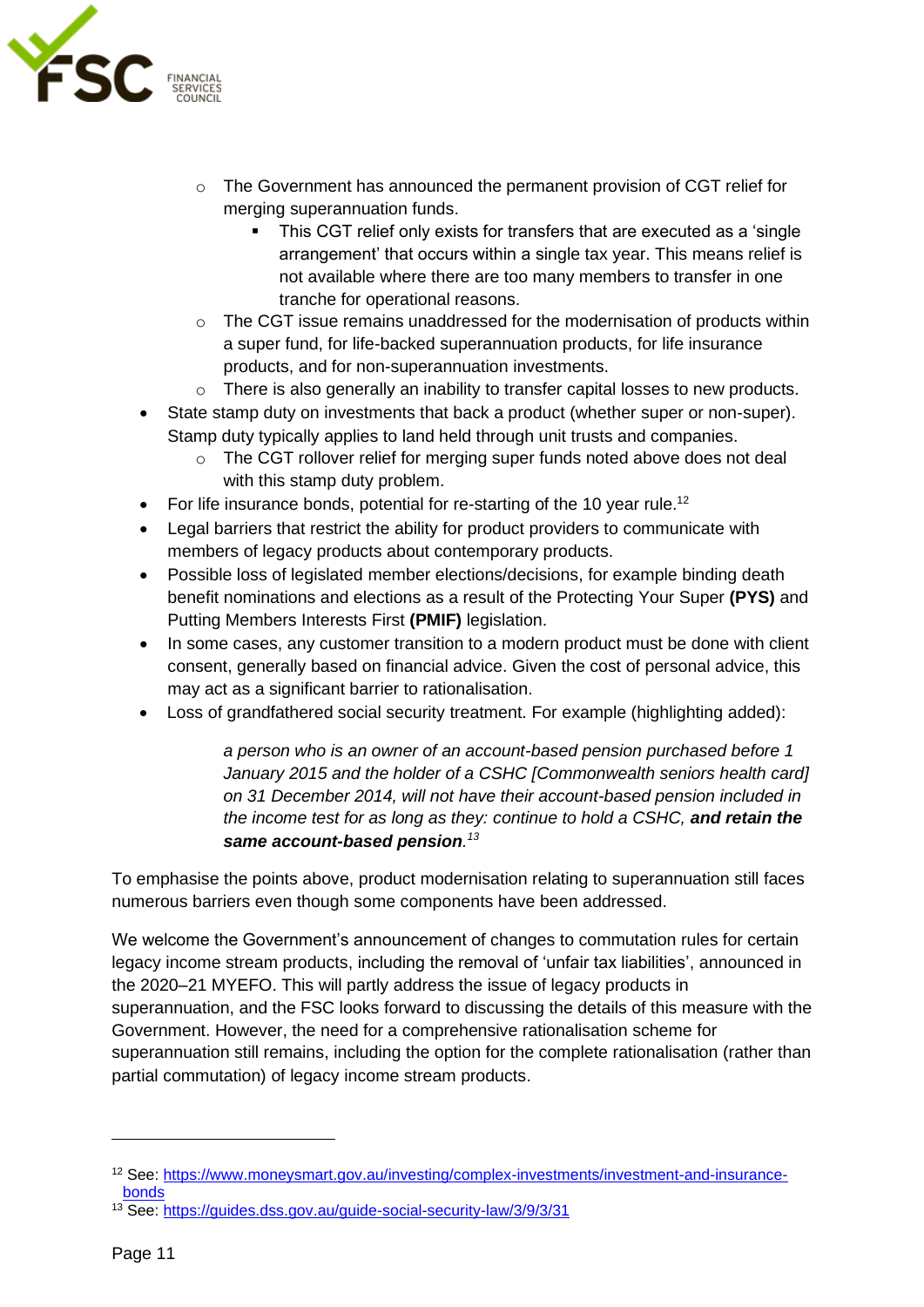- The Government has announced the permanent provision of CGT relief for merging superannuation funds.
    - This CGT relief only exists for transfers that are executed as a 'single arrangement' that occurs within a single tax year. This means relief is not available where there are too many members to transfer in one tranche for operational reasons.
  - The CGT issue remains unaddressed for the modernisation of products within a super fund, for life-backed superannuation products, for life insurance products, and for non-superannuation investments.
  - There is also generally an inability to transfer capital losses to new products.
- State stamp duty on investments that back a product (whether super or non-super). Stamp duty typically applies to land held through unit trusts and companies.
  - The CGT rollover relief for merging super funds noted above does not deal with this stamp duty problem.
- For life insurance bonds, potential for re-starting of the 10 year rule.[12]
- Legal barriers that restrict the ability for product providers to communicate with members of legacy products about contemporary products.
- Possible loss of legislated member elections/decisions, for example binding death benefit nominations and elections as a result of the Protecting Your Super **(PYS)** and Putting Members Interests First **(PMIF)** legislation.
- In some cases, any customer transition to a modern product must be done with client consent, generally based on financial advice. Given the cost of personal advice, this may act as a significant barrier to rationalisation.
- Loss of grandfathered social security treatment. For example (highlighting added):

> *a person who is an owner of an account-based pension purchased before 1 January 2015 and the holder of a CSHC [Commonwealth seniors health card] on 31 December 2014, will not have their account-based pension included in the income test for as long as they: continue to hold a CSHC,* ***and retain the same account-based pension****.*[13]

To emphasise the points above, product modernisation relating to superannuation still faces numerous barriers even though some components have been addressed.

We welcome the Government's announcement of changes to commutation rules for certain legacy income stream products, including the removal of 'unfair tax liabilities', announced in the 2020–21 MYEFO. This will partly address the issue of legacy products in superannuation, and the FSC looks forward to discussing the details of this measure with the Government. However, the need for a comprehensive rationalisation scheme for superannuation still remains, including the option for the complete rationalisation (rather than partial commutation) of legacy income stream products.

---

[12] See: https://www.moneysmart.gov.au/investing/complex-investments/investment-and-insurance-bonds

[13] See: https://guides.dss.gov.au/guide-social-security-law/3/9/3/31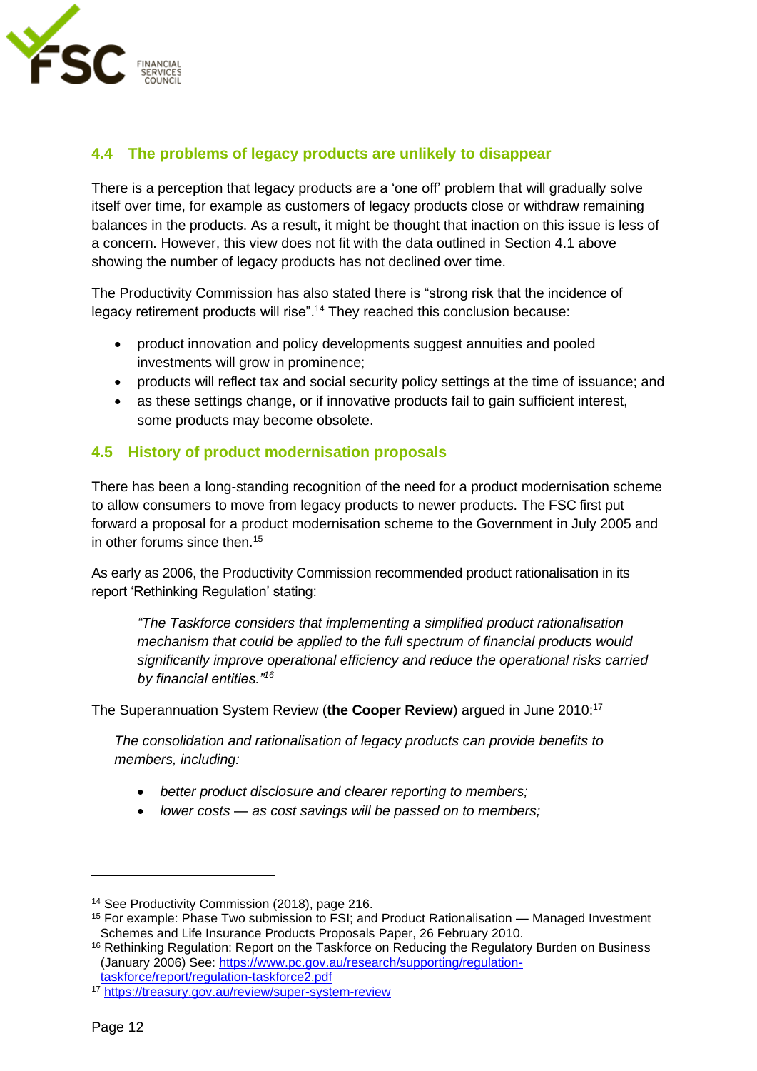## 4.4 The problems of legacy products are unlikely to disappear

There is a perception that legacy products are a 'one off' problem that will gradually solve itself over time, for example as customers of legacy products close or withdraw remaining balances in the products. As a result, it might be thought that inaction on this issue is less of a concern. However, this view does not fit with the data outlined in Section 4.1 above showing the number of legacy products has not declined over time.

The Productivity Commission has also stated there is "strong risk that the incidence of legacy retirement products will rise".[14] They reached this conclusion because:

- product innovation and policy developments suggest annuities and pooled investments will grow in prominence;
- products will reflect tax and social security policy settings at the time of issuance; and
- as these settings change, or if innovative products fail to gain sufficient interest, some products may become obsolete.

## 4.5 History of product modernisation proposals

There has been a long-standing recognition of the need for a product modernisation scheme to allow consumers to move from legacy products to newer products. The FSC first put forward a proposal for a product modernisation scheme to the Government in July 2005 and in other forums since then.[15]

As early as 2006, the Productivity Commission recommended product rationalisation in its report 'Rethinking Regulation' stating:

> *"The Taskforce considers that implementing a simplified product rationalisation mechanism that could be applied to the full spectrum of financial products would significantly improve operational efficiency and reduce the operational risks carried by financial entities."[16]*

The Superannuation System Review (**the Cooper Review**) argued in June 2010:[17]

> *The consolidation and rationalisation of legacy products can provide benefits to members, including:*
>
> - *better product disclosure and clearer reporting to members;*
> - *lower costs — as cost savings will be passed on to members;*

---

[14] See Productivity Commission (2018), page 216.

[15] For example: Phase Two submission to FSI; and Product Rationalisation — Managed Investment Schemes and Life Insurance Products Proposals Paper, 26 February 2010.

[16] Rethinking Regulation: Report on the Taskforce on Reducing the Regulatory Burden on Business (January 2006) See: https://www.pc.gov.au/research/supporting/regulation-taskforce/report/regulation-taskforce2.pdf

[17] https://treasury.gov.au/review/super-system-review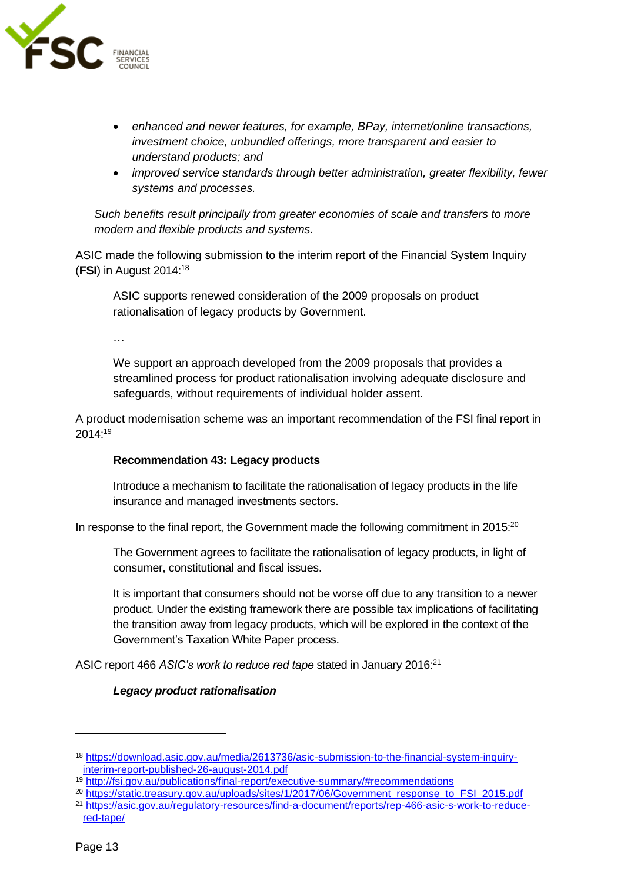- *enhanced and newer features, for example, BPay, internet/online transactions, investment choice, unbundled offerings, more transparent and easier to understand products; and*
- *improved service standards through better administration, greater flexibility, fewer systems and processes.*

*Such benefits result principally from greater economies of scale and transfers to more modern and flexible products and systems.*

ASIC made the following submission to the interim report of the Financial System Inquiry (**FSI**) in August 2014:[18]

> ASIC supports renewed consideration of the 2009 proposals on product rationalisation of legacy products by Government.
>
> …
>
> We support an approach developed from the 2009 proposals that provides a streamlined process for product rationalisation involving adequate disclosure and safeguards, without requirements of individual holder assent.

A product modernisation scheme was an important recommendation of the FSI final report in 2014:[19]

> **Recommendation 43: Legacy products**
>
> Introduce a mechanism to facilitate the rationalisation of legacy products in the life insurance and managed investments sectors.

In response to the final report, the Government made the following commitment in 2015:[20]

> The Government agrees to facilitate the rationalisation of legacy products, in light of consumer, constitutional and fiscal issues.
>
> It is important that consumers should not be worse off due to any transition to a newer product. Under the existing framework there are possible tax implications of facilitating the transition away from legacy products, which will be explored in the context of the Government's Taxation White Paper process.

ASIC report 466 *ASIC's work to reduce red tape* stated in January 2016:[21]

> ***Legacy product rationalisation***

---

[18] https://download.asic.gov.au/media/2613736/asic-submission-to-the-financial-system-inquiry-interim-report-published-26-august-2014.pdf

[19] http://fsi.gov.au/publications/final-report/executive-summary/#recommendations

[20] https://static.treasury.gov.au/uploads/sites/1/2017/06/Government_response_to_FSI_2015.pdf

[21] https://asic.gov.au/regulatory-resources/find-a-document/reports/rep-466-asic-s-work-to-reduce-red-tape/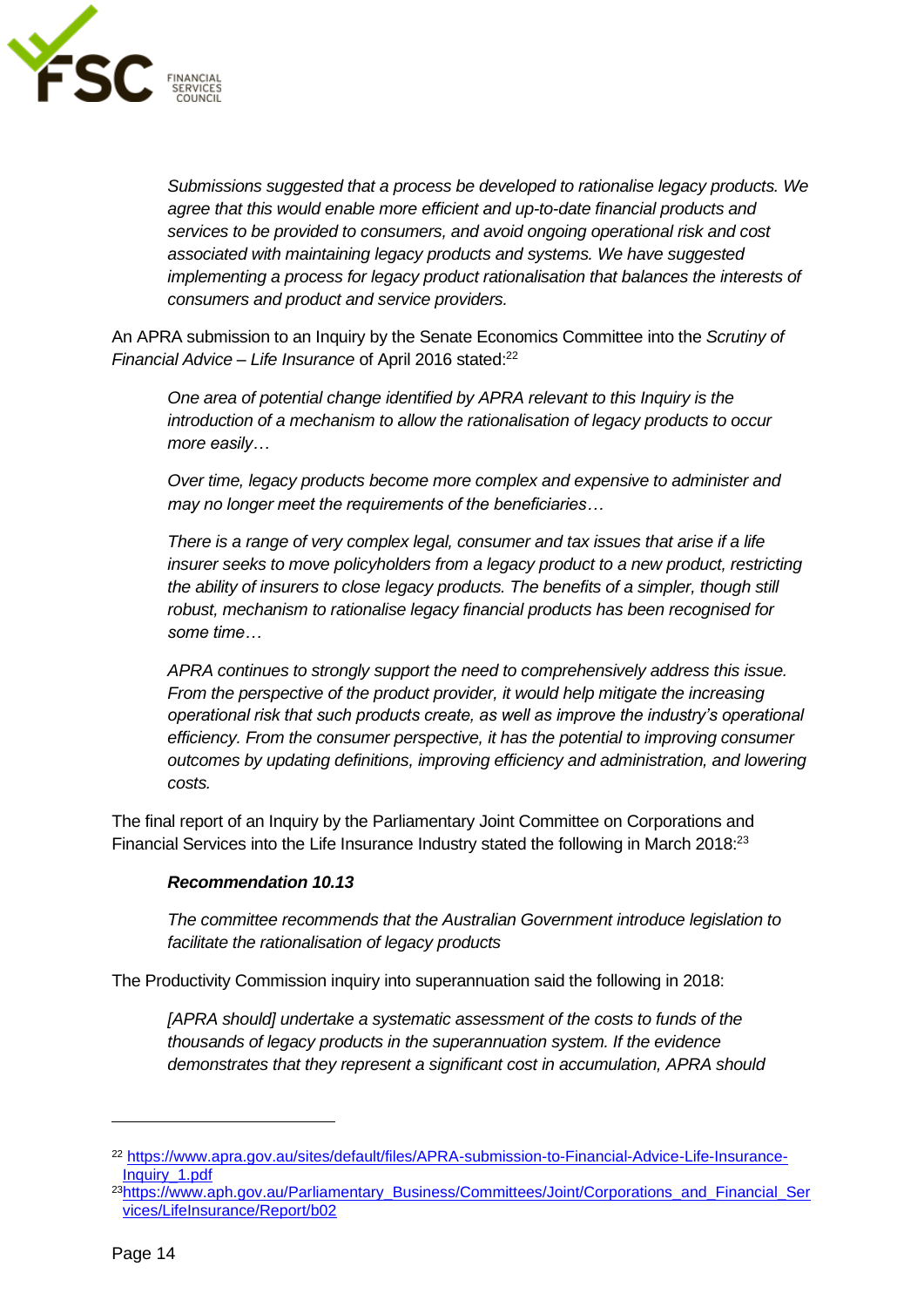> *Submissions suggested that a process be developed to rationalise legacy products. We agree that this would enable more efficient and up-to-date financial products and services to be provided to consumers, and avoid ongoing operational risk and cost associated with maintaining legacy products and systems. We have suggested implementing a process for legacy product rationalisation that balances the interests of consumers and product and service providers.*

An APRA submission to an Inquiry by the Senate Economics Committee into the *Scrutiny of Financial Advice – Life Insurance* of April 2016 stated:[22]

> *One area of potential change identified by APRA relevant to this Inquiry is the introduction of a mechanism to allow the rationalisation of legacy products to occur more easily…*
>
> *Over time, legacy products become more complex and expensive to administer and may no longer meet the requirements of the beneficiaries…*
>
> *There is a range of very complex legal, consumer and tax issues that arise if a life insurer seeks to move policyholders from a legacy product to a new product, restricting the ability of insurers to close legacy products. The benefits of a simpler, though still robust, mechanism to rationalise legacy financial products has been recognised for some time…*
>
> *APRA continues to strongly support the need to comprehensively address this issue. From the perspective of the product provider, it would help mitigate the increasing operational risk that such products create, as well as improve the industry's operational efficiency. From the consumer perspective, it has the potential to improving consumer outcomes by updating definitions, improving efficiency and administration, and lowering costs.*

The final report of an Inquiry by the Parliamentary Joint Committee on Corporations and Financial Services into the Life Insurance Industry stated the following in March 2018:[23]

> ***Recommendation 10.13***
>
> *The committee recommends that the Australian Government introduce legislation to facilitate the rationalisation of legacy products*

The Productivity Commission inquiry into superannuation said the following in 2018:

> *[APRA should] undertake a systematic assessment of the costs to funds of the thousands of legacy products in the superannuation system. If the evidence demonstrates that they represent a significant cost in accumulation, APRA should*

---

[22] https://www.apra.gov.au/sites/default/files/APRA-submission-to-Financial-Advice-Life-Insurance-Inquiry_1.pdf

[23] https://www.aph.gov.au/Parliamentary_Business/Committees/Joint/Corporations_and_Financial_Services/LifeInsurance/Report/b02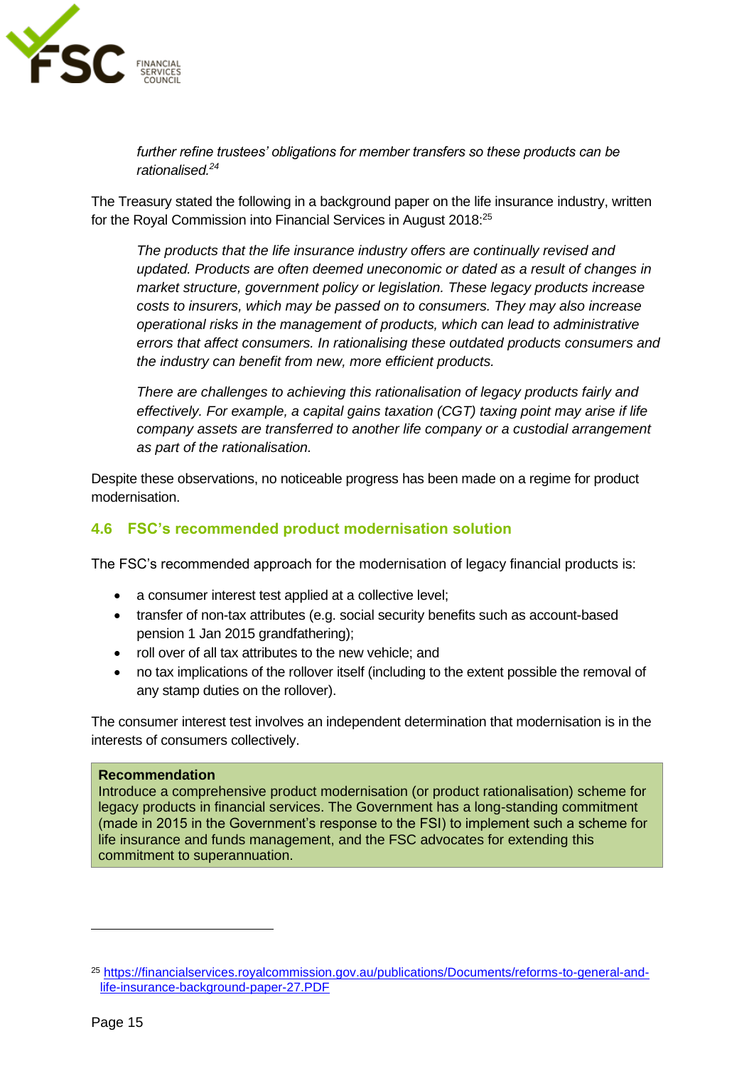> *further refine trustees' obligations for member transfers so these products can be rationalised.*[24]

The Treasury stated the following in a background paper on the life insurance industry, written for the Royal Commission into Financial Services in August 2018:[25]

> *The products that the life insurance industry offers are continually revised and updated. Products are often deemed uneconomic or dated as a result of changes in market structure, government policy or legislation. These legacy products increase costs to insurers, which may be passed on to consumers. They may also increase operational risks in the management of products, which can lead to administrative errors that affect consumers. In rationalising these outdated products consumers and the industry can benefit from new, more efficient products.*
>
> *There are challenges to achieving this rationalisation of legacy products fairly and effectively. For example, a capital gains taxation (CGT) taxing point may arise if life company assets are transferred to another life company or a custodial arrangement as part of the rationalisation.*

Despite these observations, no noticeable progress has been made on a regime for product modernisation.

## 4.6 FSC's recommended product modernisation solution

The FSC's recommended approach for the modernisation of legacy financial products is:

- a consumer interest test applied at a collective level;
- transfer of non-tax attributes (e.g. social security benefits such as account-based pension 1 Jan 2015 grandfathering);
- roll over of all tax attributes to the new vehicle; and
- no tax implications of the rollover itself (including to the extent possible the removal of any stamp duties on the rollover).

The consumer interest test involves an independent determination that modernisation is in the interests of consumers collectively.

> **Recommendation**
> Introduce a comprehensive product modernisation (or product rationalisation) scheme for legacy products in financial services. The Government has a long-standing commitment (made in 2015 in the Government's response to the FSI) to implement such a scheme for life insurance and funds management, and the FSC advocates for extending this commitment to superannuation.

---

[25] https://financialservices.royalcommission.gov.au/publications/Documents/reforms-to-general-and-life-insurance-background-paper-27.PDF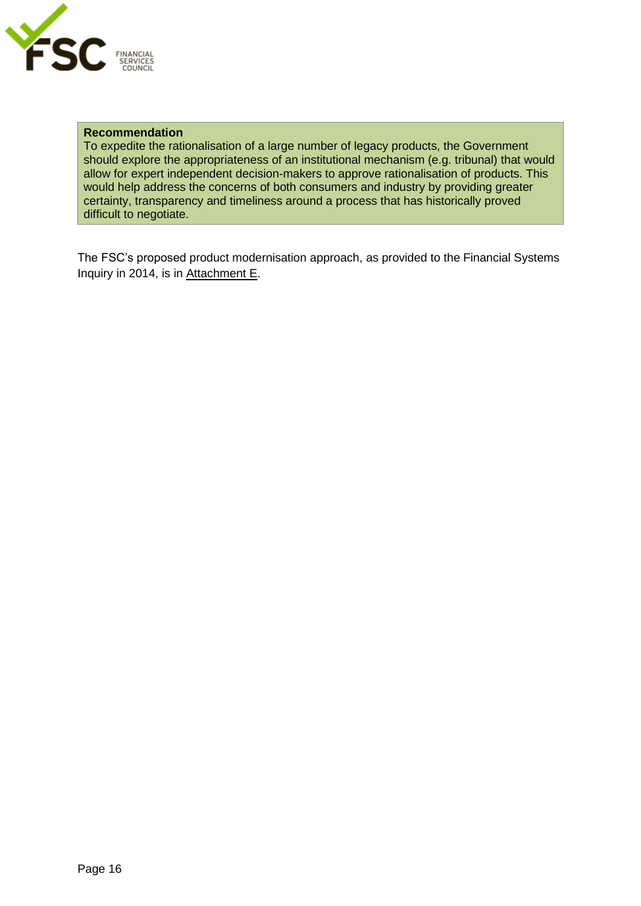**Recommendation**

To expedite the rationalisation of a large number of legacy products, the Government should explore the appropriateness of an institutional mechanism (e.g. tribunal) that would allow for expert independent decision-makers to approve rationalisation of products. This would help address the concerns of both consumers and industry by providing greater certainty, transparency and timeliness around a process that has historically proved difficult to negotiate.

The FSC's proposed product modernisation approach, as provided to the Financial Systems Inquiry in 2014, is in Attachment E.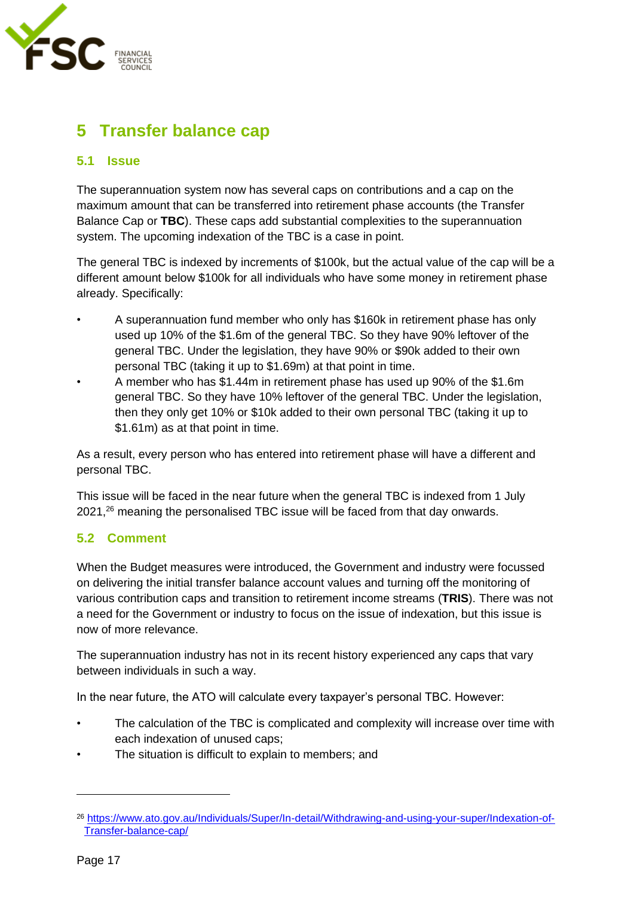# 5 Transfer balance cap

## 5.1 Issue

The superannuation system now has several caps on contributions and a cap on the maximum amount that can be transferred into retirement phase accounts (the Transfer Balance Cap or **TBC**). These caps add substantial complexities to the superannuation system. The upcoming indexation of the TBC is a case in point.

The general TBC is indexed by increments of $100k, but the actual value of the cap will be a different amount below $100k for all individuals who have some money in retirement phase already. Specifically:

- A superannuation fund member who only has $160k in retirement phase has only used up 10% of the $1.6m of the general TBC. So they have 90% leftover of the general TBC. Under the legislation, they have 90% or $90k added to their own personal TBC (taking it up to $1.69m) at that point in time.
- A member who has $1.44m in retirement phase has used up 90% of the $1.6m general TBC. So they have 10% leftover of the general TBC. Under the legislation, then they only get 10% or $10k added to their own personal TBC (taking it up to $1.61m) as at that point in time.

As a result, every person who has entered into retirement phase will have a different and personal TBC.

This issue will be faced in the near future when the general TBC is indexed from 1 July 2021,[26] meaning the personalised TBC issue will be faced from that day onwards.

## 5.2 Comment

When the Budget measures were introduced, the Government and industry were focussed on delivering the initial transfer balance account values and turning off the monitoring of various contribution caps and transition to retirement income streams (**TRIS**). There was not a need for the Government or industry to focus on the issue of indexation, but this issue is now of more relevance.

The superannuation industry has not in its recent history experienced any caps that vary between individuals in such a way.

In the near future, the ATO will calculate every taxpayer's personal TBC. However:

- The calculation of the TBC is complicated and complexity will increase over time with each indexation of unused caps;
- The situation is difficult to explain to members; and

---

[26] https://www.ato.gov.au/Individuals/Super/In-detail/Withdrawing-and-using-your-super/Indexation-of-Transfer-balance-cap/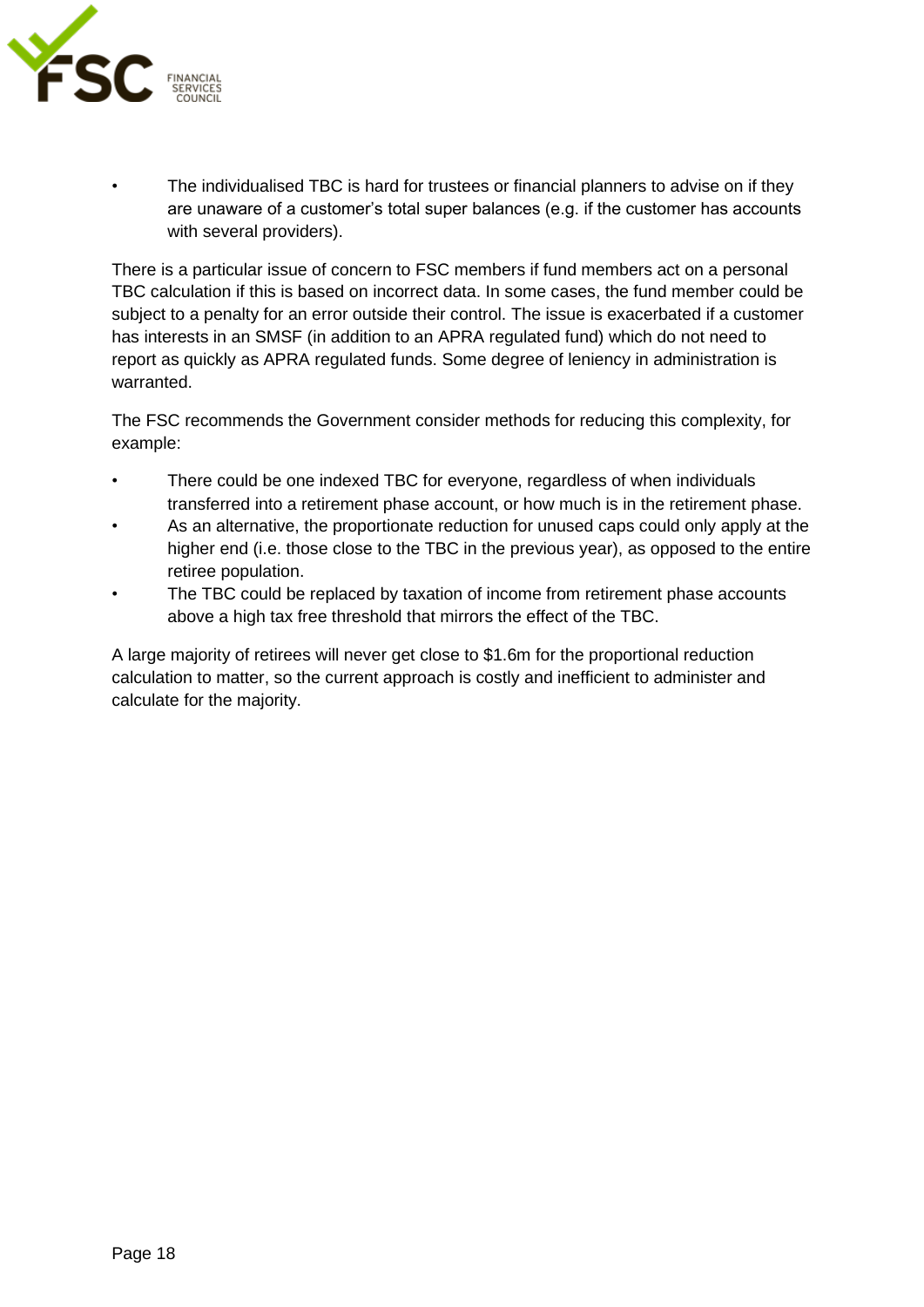- The individualised TBC is hard for trustees or financial planners to advise on if they are unaware of a customer's total super balances (e.g. if the customer has accounts with several providers).

There is a particular issue of concern to FSC members if fund members act on a personal TBC calculation if this is based on incorrect data. In some cases, the fund member could be subject to a penalty for an error outside their control. The issue is exacerbated if a customer has interests in an SMSF (in addition to an APRA regulated fund) which do not need to report as quickly as APRA regulated funds. Some degree of leniency in administration is warranted.

The FSC recommends the Government consider methods for reducing this complexity, for example:

- There could be one indexed TBC for everyone, regardless of when individuals transferred into a retirement phase account, or how much is in the retirement phase.
- As an alternative, the proportionate reduction for unused caps could only apply at the higher end (i.e. those close to the TBC in the previous year), as opposed to the entire retiree population.
- The TBC could be replaced by taxation of income from retirement phase accounts above a high tax free threshold that mirrors the effect of the TBC.

A large majority of retirees will never get close to $1.6m for the proportional reduction calculation to matter, so the current approach is costly and inefficient to administer and calculate for the majority.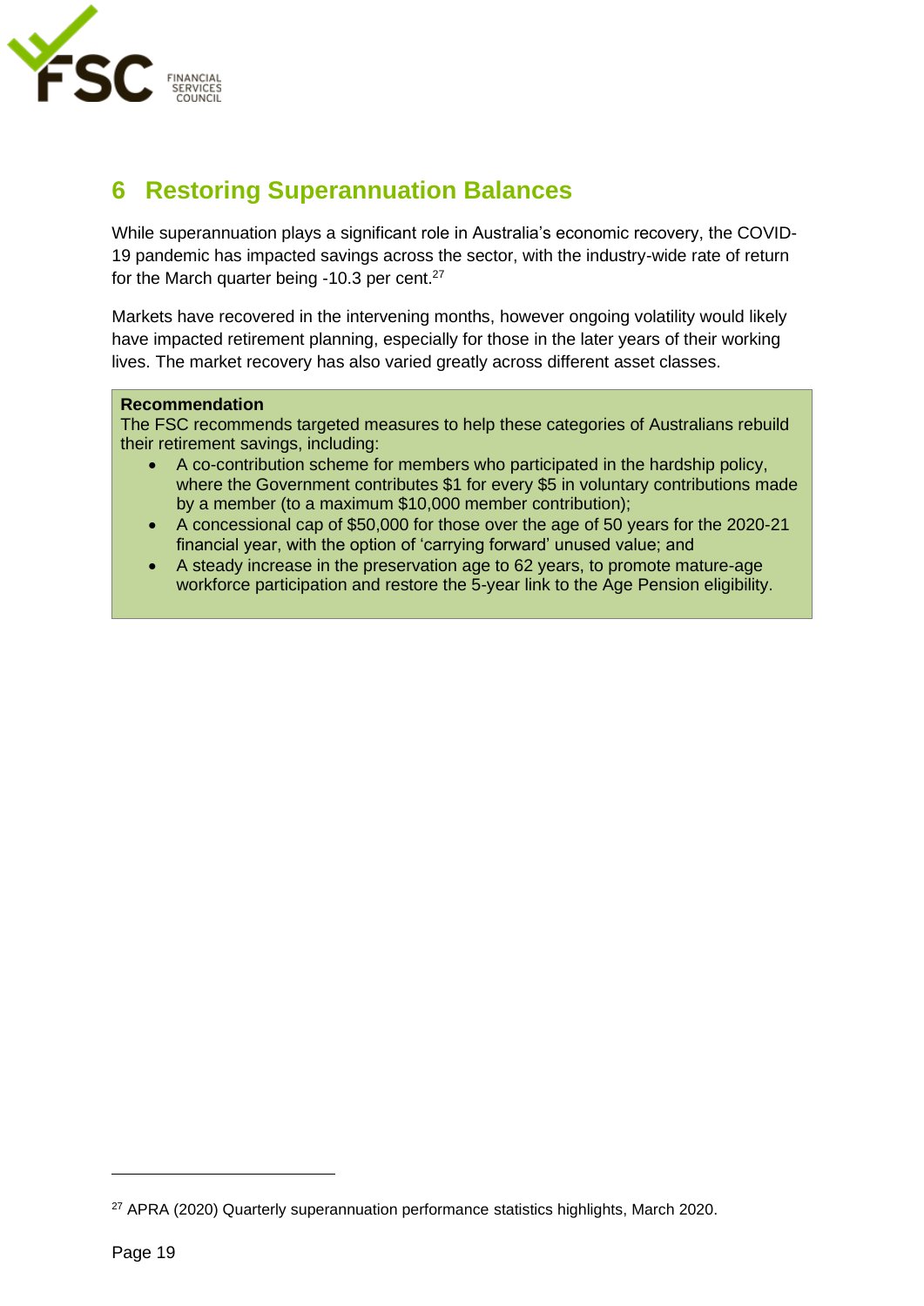# 6 Restoring Superannuation Balances

While superannuation plays a significant role in Australia's economic recovery, the COVID-19 pandemic has impacted savings across the sector, with the industry-wide rate of return for the March quarter being -10.3 per cent.[27]

Markets have recovered in the intervening months, however ongoing volatility would likely have impacted retirement planning, especially for those in the later years of their working lives. The market recovery has also varied greatly across different asset classes.

**Recommendation**

The FSC recommends targeted measures to help these categories of Australians rebuild their retirement savings, including:

- A co-contribution scheme for members who participated in the hardship policy, where the Government contributes $1 for every $5 in voluntary contributions made by a member (to a maximum $10,000 member contribution);
- A concessional cap of $50,000 for those over the age of 50 years for the 2020-21 financial year, with the option of 'carrying forward' unused value; and
- A steady increase in the preservation age to 62 years, to promote mature-age workforce participation and restore the 5-year link to the Age Pension eligibility.

---

[27] APRA (2020) Quarterly superannuation performance statistics highlights, March 2020.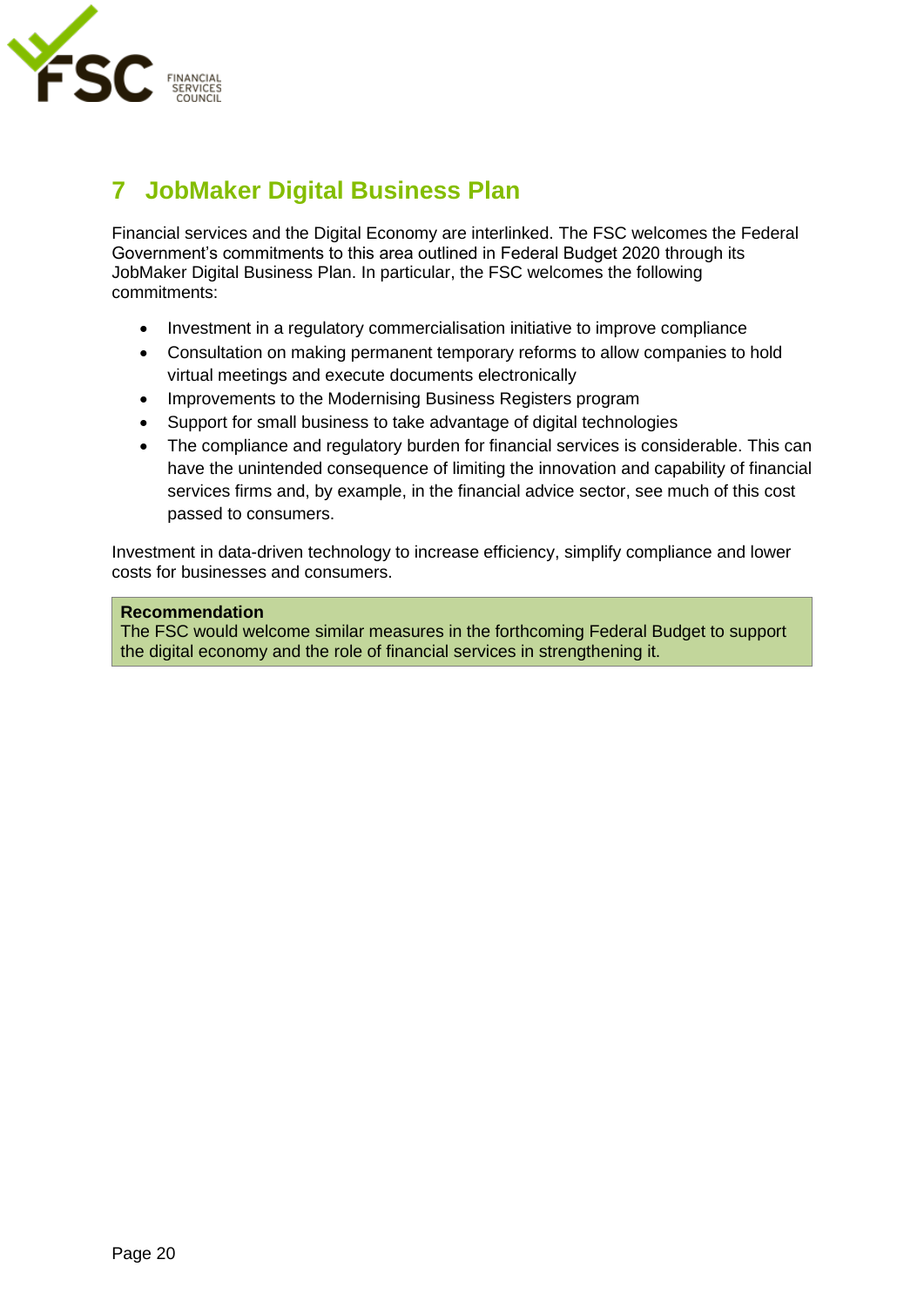## 7 JobMaker Digital Business Plan

Financial services and the Digital Economy are interlinked. The FSC welcomes the Federal Government's commitments to this area outlined in Federal Budget 2020 through its JobMaker Digital Business Plan. In particular, the FSC welcomes the following commitments:

- Investment in a regulatory commercialisation initiative to improve compliance
- Consultation on making permanent temporary reforms to allow companies to hold virtual meetings and execute documents electronically
- Improvements to the Modernising Business Registers program
- Support for small business to take advantage of digital technologies
- The compliance and regulatory burden for financial services is considerable. This can have the unintended consequence of limiting the innovation and capability of financial services firms and, by example, in the financial advice sector, see much of this cost passed to consumers.

Investment in data-driven technology to increase efficiency, simplify compliance and lower costs for businesses and consumers.

> **Recommendation**
> The FSC would welcome similar measures in the forthcoming Federal Budget to support the digital economy and the role of financial services in strengthening it.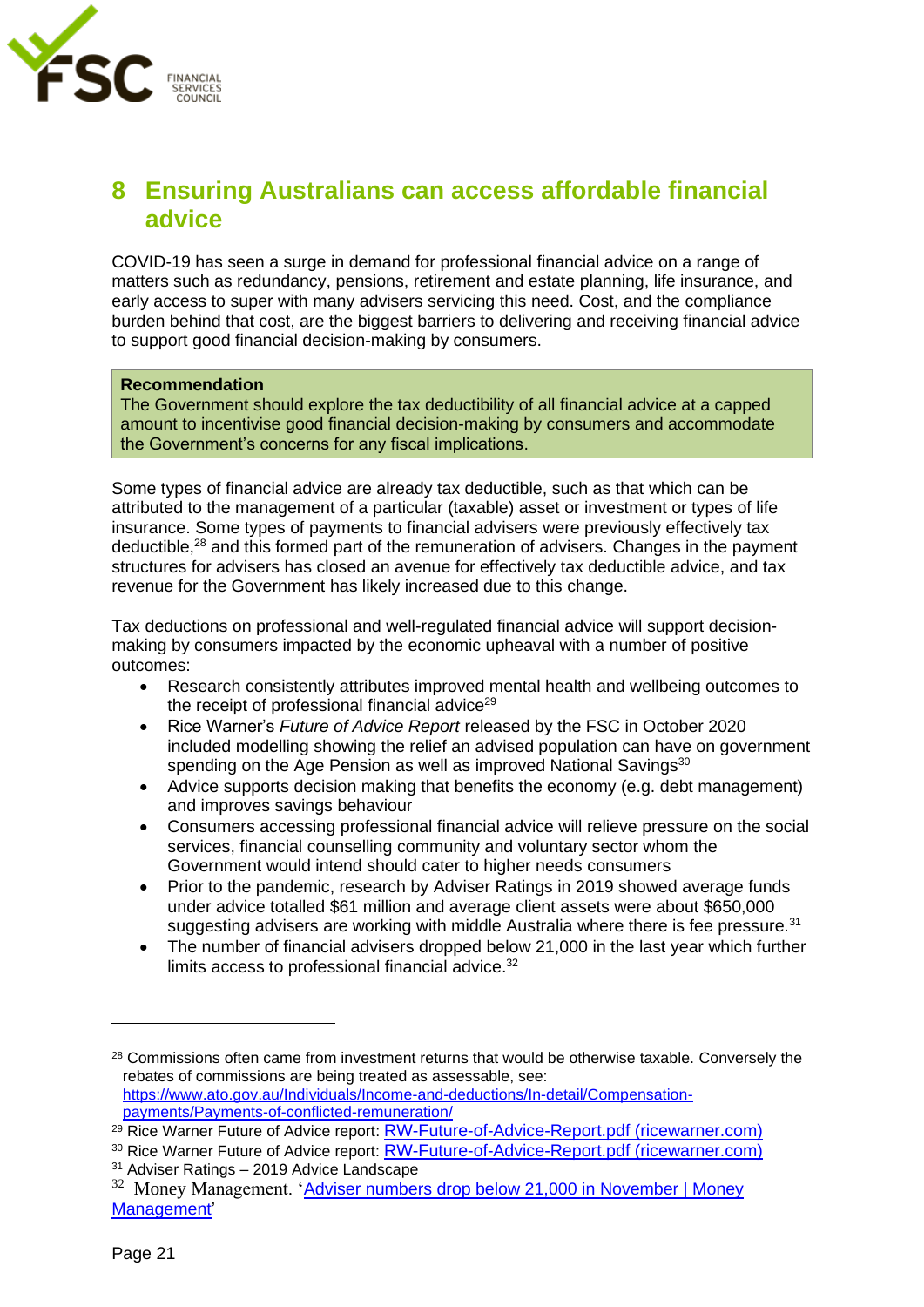# 8 Ensuring Australians can access affordable financial advice

COVID-19 has seen a surge in demand for professional financial advice on a range of matters such as redundancy, pensions, retirement and estate planning, life insurance, and early access to super with many advisers servicing this need. Cost, and the compliance burden behind that cost, are the biggest barriers to delivering and receiving financial advice to support good financial decision-making by consumers.

> **Recommendation**
> The Government should explore the tax deductibility of all financial advice at a capped amount to incentivise good financial decision-making by consumers and accommodate the Government's concerns for any fiscal implications.

Some types of financial advice are already tax deductible, such as that which can be attributed to the management of a particular (taxable) asset or investment or types of life insurance. Some types of payments to financial advisers were previously effectively tax deductible,[28] and this formed part of the remuneration of advisers. Changes in the payment structures for advisers has closed an avenue for effectively tax deductible advice, and tax revenue for the Government has likely increased due to this change.

Tax deductions on professional and well-regulated financial advice will support decision-making by consumers impacted by the economic upheaval with a number of positive outcomes:

- Research consistently attributes improved mental health and wellbeing outcomes to the receipt of professional financial advice[29]
- Rice Warner's *Future of Advice Report* released by the FSC in October 2020 included modelling showing the relief an advised population can have on government spending on the Age Pension as well as improved National Savings[30]
- Advice supports decision making that benefits the economy (e.g. debt management) and improves savings behaviour
- Consumers accessing professional financial advice will relieve pressure on the social services, financial counselling community and voluntary sector whom the Government would intend should cater to higher needs consumers
- Prior to the pandemic, research by Adviser Ratings in 2019 showed average funds under advice totalled $61 million and average client assets were about $650,000 suggesting advisers are working with middle Australia where there is fee pressure.[31]
- The number of financial advisers dropped below 21,000 in the last year which further limits access to professional financial advice.[32]

---

[28] Commissions often came from investment returns that would be otherwise taxable. Conversely the rebates of commissions are being treated as assessable, see: https://www.ato.gov.au/Individuals/Income-and-deductions/In-detail/Compensation-payments/Payments-of-conflicted-remuneration/

[29] Rice Warner Future of Advice report: RW-Future-of-Advice-Report.pdf (ricewarner.com)

[30] Rice Warner Future of Advice report: RW-Future-of-Advice-Report.pdf (ricewarner.com)

[31] Adviser Ratings – 2019 Advice Landscape

[32] Money Management. 'Adviser numbers drop below 21,000 in November | Money Management'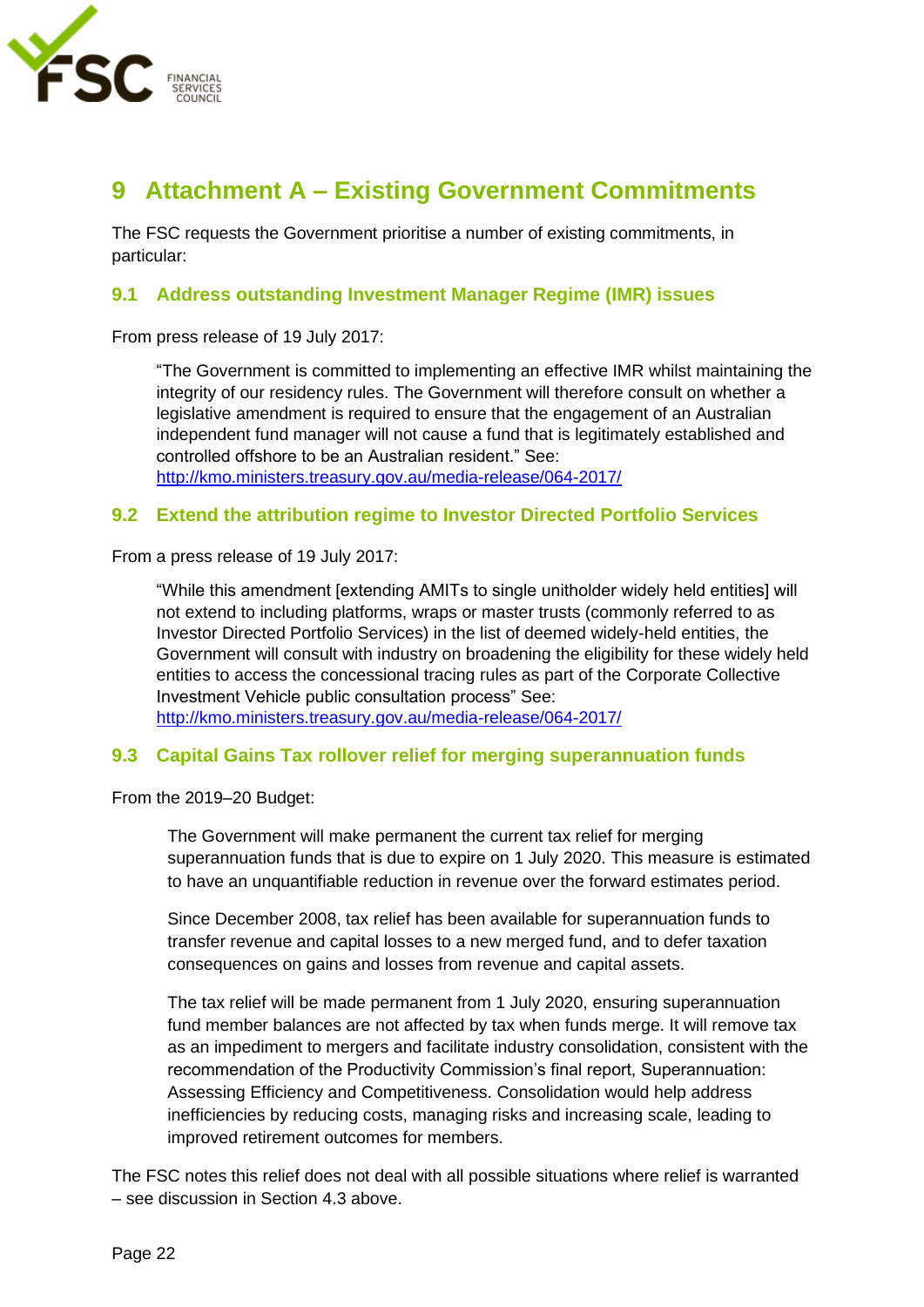# 9 Attachment A – Existing Government Commitments

The FSC requests the Government prioritise a number of existing commitments, in particular:

## 9.1 Address outstanding Investment Manager Regime (IMR) issues

From press release of 19 July 2017:

> "The Government is committed to implementing an effective IMR whilst maintaining the integrity of our residency rules. The Government will therefore consult on whether a legislative amendment is required to ensure that the engagement of an Australian independent fund manager will not cause a fund that is legitimately established and controlled offshore to be an Australian resident." See: [http://kmo.ministers.treasury.gov.au/media-release/064-2017/](http://kmo.ministers.treasury.gov.au/media-release/064-2017/)

## 9.2 Extend the attribution regime to Investor Directed Portfolio Services

From a press release of 19 July 2017:

> "While this amendment [extending AMITs to single unitholder widely held entities] will not extend to including platforms, wraps or master trusts (commonly referred to as Investor Directed Portfolio Services) in the list of deemed widely-held entities, the Government will consult with industry on broadening the eligibility for these widely held entities to access the concessional tracing rules as part of the Corporate Collective Investment Vehicle public consultation process" See: [http://kmo.ministers.treasury.gov.au/media-release/064-2017/](http://kmo.ministers.treasury.gov.au/media-release/064-2017/)

## 9.3 Capital Gains Tax rollover relief for merging superannuation funds

From the 2019–20 Budget:

> The Government will make permanent the current tax relief for merging superannuation funds that is due to expire on 1 July 2020. This measure is estimated to have an unquantifiable reduction in revenue over the forward estimates period.
>
> Since December 2008, tax relief has been available for superannuation funds to transfer revenue and capital losses to a new merged fund, and to defer taxation consequences on gains and losses from revenue and capital assets.
>
> The tax relief will be made permanent from 1 July 2020, ensuring superannuation fund member balances are not affected by tax when funds merge. It will remove tax as an impediment to mergers and facilitate industry consolidation, consistent with the recommendation of the Productivity Commission's final report, Superannuation: Assessing Efficiency and Competitiveness. Consolidation would help address inefficiencies by reducing costs, managing risks and increasing scale, leading to improved retirement outcomes for members.

The FSC notes this relief does not deal with all possible situations where relief is warranted – see discussion in Section 4.3 above.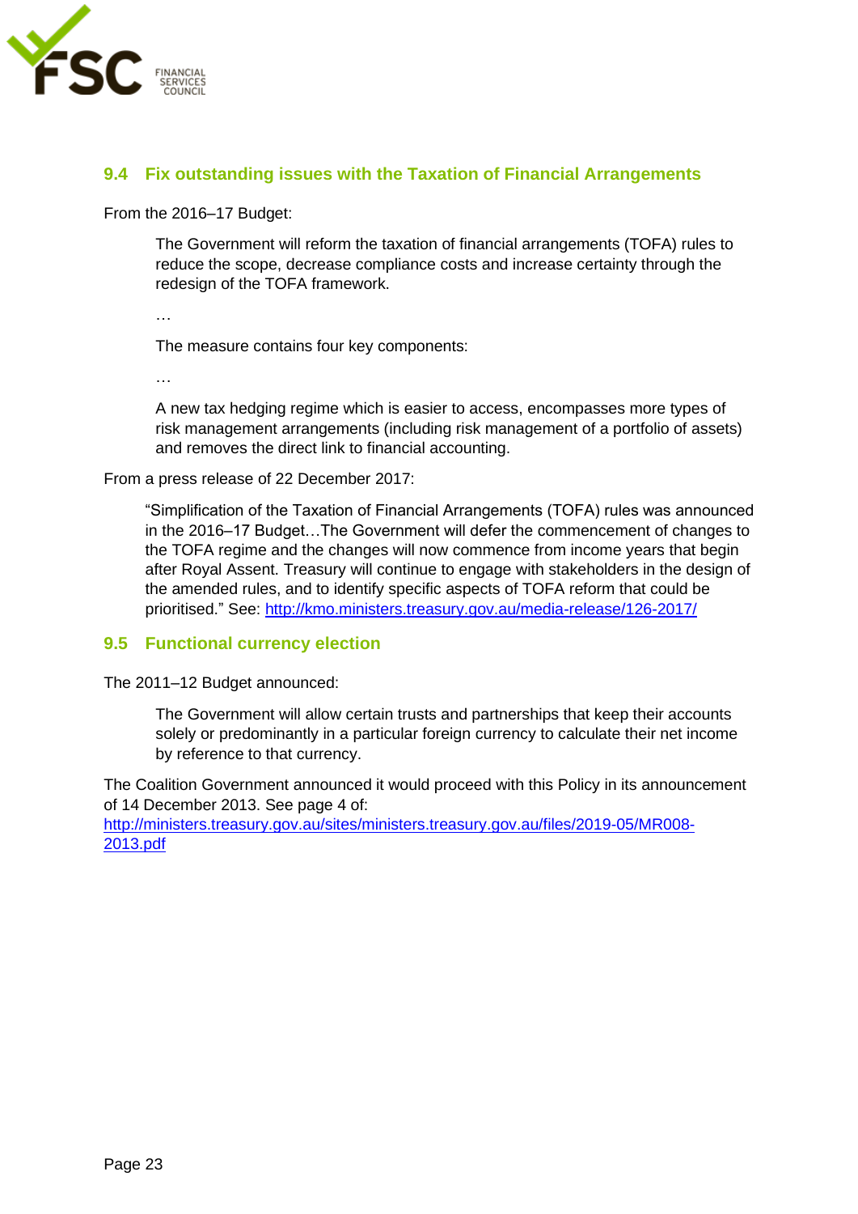## 9.4 Fix outstanding issues with the Taxation of Financial Arrangements

From the 2016–17 Budget:

> The Government will reform the taxation of financial arrangements (TOFA) rules to reduce the scope, decrease compliance costs and increase certainty through the redesign of the TOFA framework.
>
> …
>
> The measure contains four key components:
>
> …
>
> A new tax hedging regime which is easier to access, encompasses more types of risk management arrangements (including risk management of a portfolio of assets) and removes the direct link to financial accounting.

From a press release of 22 December 2017:

> "Simplification of the Taxation of Financial Arrangements (TOFA) rules was announced in the 2016–17 Budget…The Government will defer the commencement of changes to the TOFA regime and the changes will now commence from income years that begin after Royal Assent. Treasury will continue to engage with stakeholders in the design of the amended rules, and to identify specific aspects of TOFA reform that could be prioritised." See: http://kmo.ministers.treasury.gov.au/media-release/126-2017/

## 9.5 Functional currency election

The 2011–12 Budget announced:

> The Government will allow certain trusts and partnerships that keep their accounts solely or predominantly in a particular foreign currency to calculate their net income by reference to that currency.

The Coalition Government announced it would proceed with this Policy in its announcement of 14 December 2013. See page 4 of: http://ministers.treasury.gov.au/sites/ministers.treasury.gov.au/files/2019-05/MR008-2013.pdf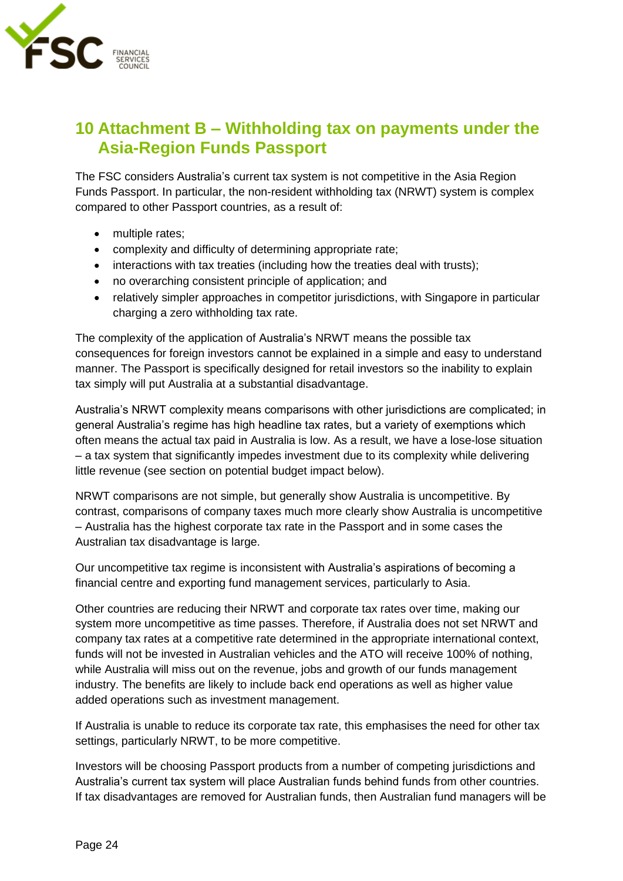# 10 Attachment B – Withholding tax on payments under the Asia-Region Funds Passport

The FSC considers Australia's current tax system is not competitive in the Asia Region Funds Passport. In particular, the non-resident withholding tax (NRWT) system is complex compared to other Passport countries, as a result of:

- multiple rates;
- complexity and difficulty of determining appropriate rate;
- interactions with tax treaties (including how the treaties deal with trusts);
- no overarching consistent principle of application; and
- relatively simpler approaches in competitor jurisdictions, with Singapore in particular charging a zero withholding tax rate.

The complexity of the application of Australia's NRWT means the possible tax consequences for foreign investors cannot be explained in a simple and easy to understand manner. The Passport is specifically designed for retail investors so the inability to explain tax simply will put Australia at a substantial disadvantage.

Australia's NRWT complexity means comparisons with other jurisdictions are complicated; in general Australia's regime has high headline tax rates, but a variety of exemptions which often means the actual tax paid in Australia is low. As a result, we have a lose-lose situation – a tax system that significantly impedes investment due to its complexity while delivering little revenue (see section on potential budget impact below).

NRWT comparisons are not simple, but generally show Australia is uncompetitive. By contrast, comparisons of company taxes much more clearly show Australia is uncompetitive – Australia has the highest corporate tax rate in the Passport and in some cases the Australian tax disadvantage is large.

Our uncompetitive tax regime is inconsistent with Australia's aspirations of becoming a financial centre and exporting fund management services, particularly to Asia.

Other countries are reducing their NRWT and corporate tax rates over time, making our system more uncompetitive as time passes. Therefore, if Australia does not set NRWT and company tax rates at a competitive rate determined in the appropriate international context, funds will not be invested in Australian vehicles and the ATO will receive 100% of nothing, while Australia will miss out on the revenue, jobs and growth of our funds management industry. The benefits are likely to include back end operations as well as higher value added operations such as investment management.

If Australia is unable to reduce its corporate tax rate, this emphasises the need for other tax settings, particularly NRWT, to be more competitive.

Investors will be choosing Passport products from a number of competing jurisdictions and Australia's current tax system will place Australian funds behind funds from other countries. If tax disadvantages are removed for Australian funds, then Australian fund managers will be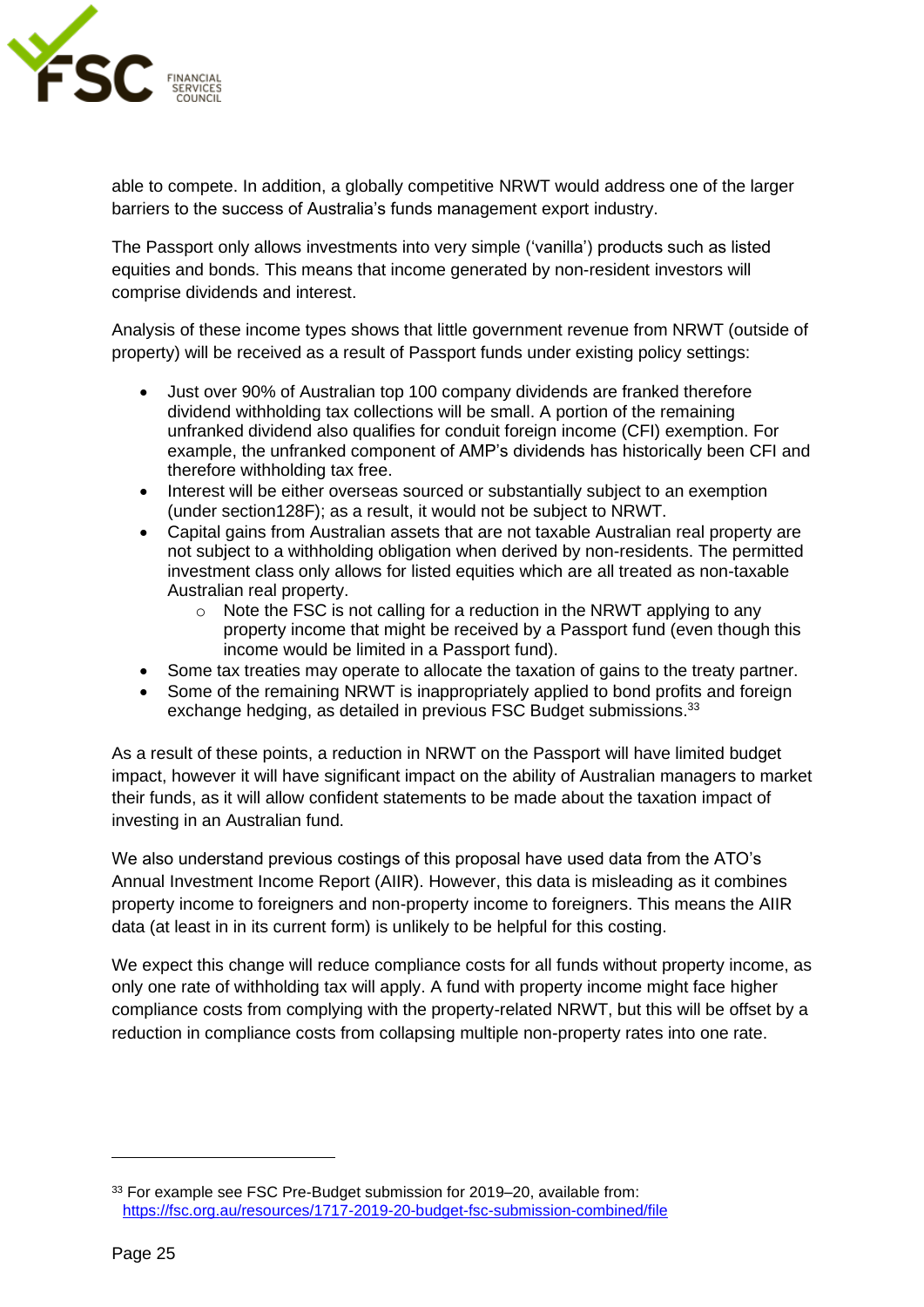able to compete. In addition, a globally competitive NRWT would address one of the larger barriers to the success of Australia's funds management export industry.

The Passport only allows investments into very simple ('vanilla') products such as listed equities and bonds. This means that income generated by non-resident investors will comprise dividends and interest.

Analysis of these income types shows that little government revenue from NRWT (outside of property) will be received as a result of Passport funds under existing policy settings:

- Just over 90% of Australian top 100 company dividends are franked therefore dividend withholding tax collections will be small. A portion of the remaining unfranked dividend also qualifies for conduit foreign income (CFI) exemption. For example, the unfranked component of AMP's dividends has historically been CFI and therefore withholding tax free.
- Interest will be either overseas sourced or substantially subject to an exemption (under section128F); as a result, it would not be subject to NRWT.
- Capital gains from Australian assets that are not taxable Australian real property are not subject to a withholding obligation when derived by non-residents. The permitted investment class only allows for listed equities which are all treated as non-taxable Australian real property.
  - Note the FSC is not calling for a reduction in the NRWT applying to any property income that might be received by a Passport fund (even though this income would be limited in a Passport fund).
- Some tax treaties may operate to allocate the taxation of gains to the treaty partner.
- Some of the remaining NRWT is inappropriately applied to bond profits and foreign exchange hedging, as detailed in previous FSC Budget submissions.[33]

As a result of these points, a reduction in NRWT on the Passport will have limited budget impact, however it will have significant impact on the ability of Australian managers to market their funds, as it will allow confident statements to be made about the taxation impact of investing in an Australian fund.

We also understand previous costings of this proposal have used data from the ATO's Annual Investment Income Report (AIIR). However, this data is misleading as it combines property income to foreigners and non-property income to foreigners. This means the AIIR data (at least in in its current form) is unlikely to be helpful for this costing.

We expect this change will reduce compliance costs for all funds without property income, as only one rate of withholding tax will apply. A fund with property income might face higher compliance costs from complying with the property-related NRWT, but this will be offset by a reduction in compliance costs from collapsing multiple non-property rates into one rate.

---

[33] For example see FSC Pre-Budget submission for 2019–20, available from: https://fsc.org.au/resources/1717-2019-20-budget-fsc-submission-combined/file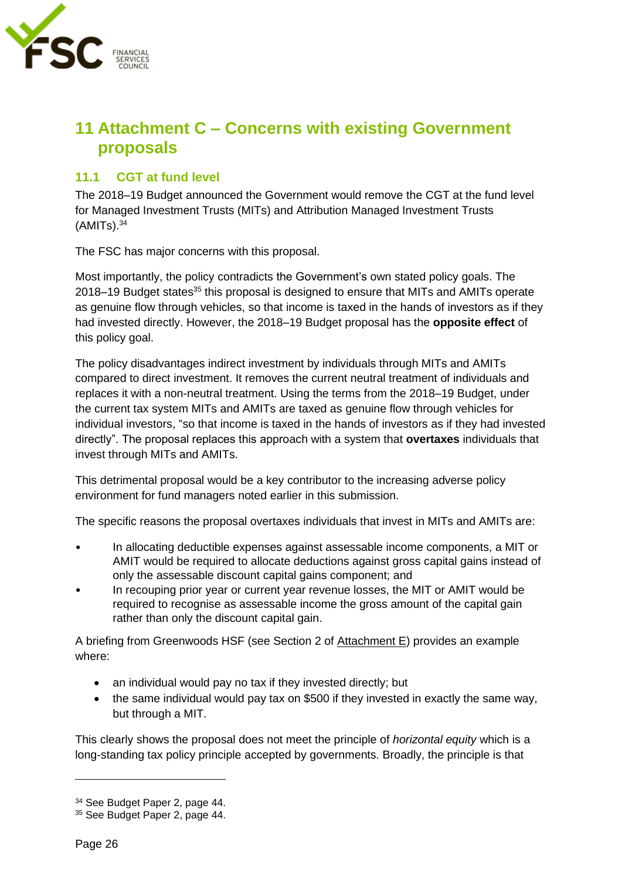# 11 Attachment C – Concerns with existing Government proposals

## 11.1 CGT at fund level

The 2018–19 Budget announced the Government would remove the CGT at the fund level for Managed Investment Trusts (MITs) and Attribution Managed Investment Trusts (AMITs).[34]

The FSC has major concerns with this proposal.

Most importantly, the policy contradicts the Government's own stated policy goals. The 2018–19 Budget states[35] this proposal is designed to ensure that MITs and AMITs operate as genuine flow through vehicles, so that income is taxed in the hands of investors as if they had invested directly. However, the 2018–19 Budget proposal has the **opposite effect** of this policy goal.

The policy disadvantages indirect investment by individuals through MITs and AMITs compared to direct investment. It removes the current neutral treatment of individuals and replaces it with a non-neutral treatment. Using the terms from the 2018–19 Budget, under the current tax system MITs and AMITs are taxed as genuine flow through vehicles for individual investors, "so that income is taxed in the hands of investors as if they had invested directly". The proposal replaces this approach with a system that **overtaxes** individuals that invest through MITs and AMITs.

This detrimental proposal would be a key contributor to the increasing adverse policy environment for fund managers noted earlier in this submission.

The specific reasons the proposal overtaxes individuals that invest in MITs and AMITs are:

- In allocating deductible expenses against assessable income components, a MIT or AMIT would be required to allocate deductions against gross capital gains instead of only the assessable discount capital gains component; and
- In recouping prior year or current year revenue losses, the MIT or AMIT would be required to recognise as assessable income the gross amount of the capital gain rather than only the discount capital gain.

A briefing from Greenwoods HSF (see Section 2 of Attachment E) provides an example where:

- an individual would pay no tax if they invested directly; but
- the same individual would pay tax on $500 if they invested in exactly the same way, but through a MIT.

This clearly shows the proposal does not meet the principle of *horizontal equity* which is a long-standing tax policy principle accepted by governments. Broadly, the principle is that

---

[34] See Budget Paper 2, page 44.

[35] See Budget Paper 2, page 44.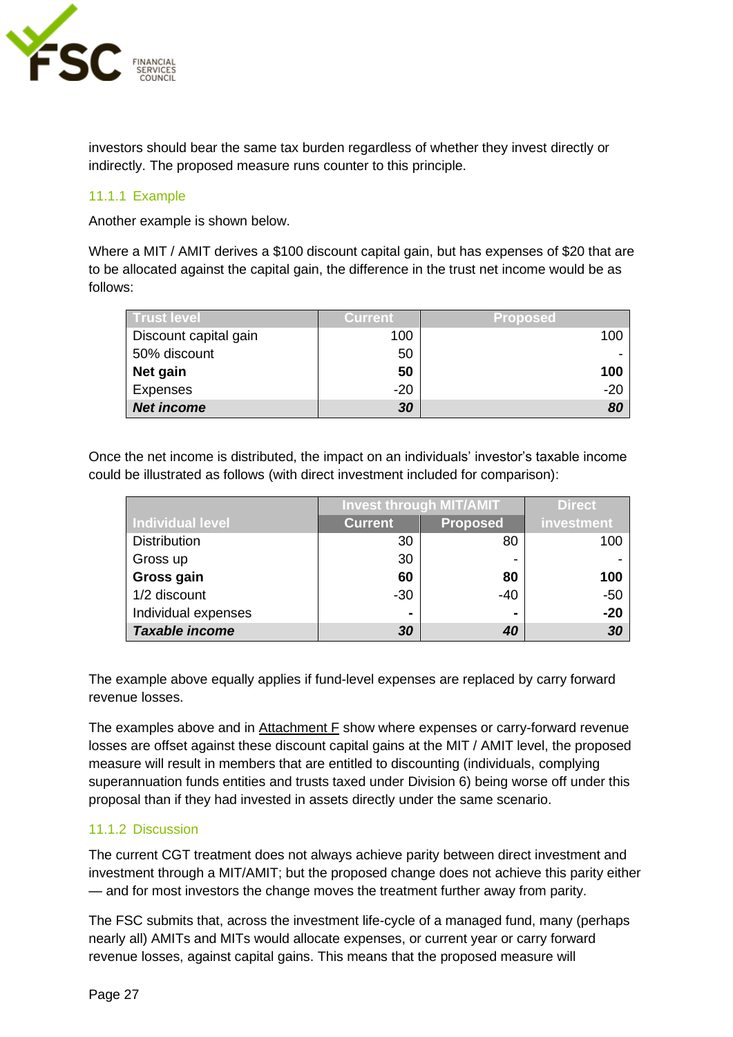investors should bear the same tax burden regardless of whether they invest directly or indirectly. The proposed measure runs counter to this principle.

### 11.1.1 Example

Another example is shown below.

Where a MIT / AMIT derives a $100 discount capital gain, but has expenses of $20 that are to be allocated against the capital gain, the difference in the trust net income would be as follows:

| Trust level | Current | Proposed |
|---|---|---|
| Discount capital gain | 100 | 100 |
| 50% discount | 50 | - |
| **Net gain** | **50** | **100** |
| Expenses | -20 | -20 |
| ***Net income*** | ***30*** | ***80*** |

Once the net income is distributed, the impact on an individuals' investor's taxable income could be illustrated as follows (with direct investment included for comparison):

| Individual level | Invest through MIT/AMIT | | Direct investment |
|---|---|---|---|
| | Current | Proposed | |
| Distribution | 30 | 80 | 100 |
| Gross up | 30 | - | - |
| **Gross gain** | **60** | **80** | **100** |
| 1/2 discount | -30 | -40 | -50 |
| Individual expenses | **-** | **-** | **-20** |
| ***Taxable income*** | ***30*** | ***40*** | ***30*** |

The example above equally applies if fund-level expenses are replaced by carry forward revenue losses.

The examples above and in Attachment F show where expenses or carry-forward revenue losses are offset against these discount capital gains at the MIT / AMIT level, the proposed measure will result in members that are entitled to discounting (individuals, complying superannuation funds entities and trusts taxed under Division 6) being worse off under this proposal than if they had invested in assets directly under the same scenario.

### 11.1.2 Discussion

The current CGT treatment does not always achieve parity between direct investment and investment through a MIT/AMIT; but the proposed change does not achieve this parity either — and for most investors the change moves the treatment further away from parity.

The FSC submits that, across the investment life-cycle of a managed fund, many (perhaps nearly all) AMITs and MITs would allocate expenses, or current year or carry forward revenue losses, against capital gains. This means that the proposed measure will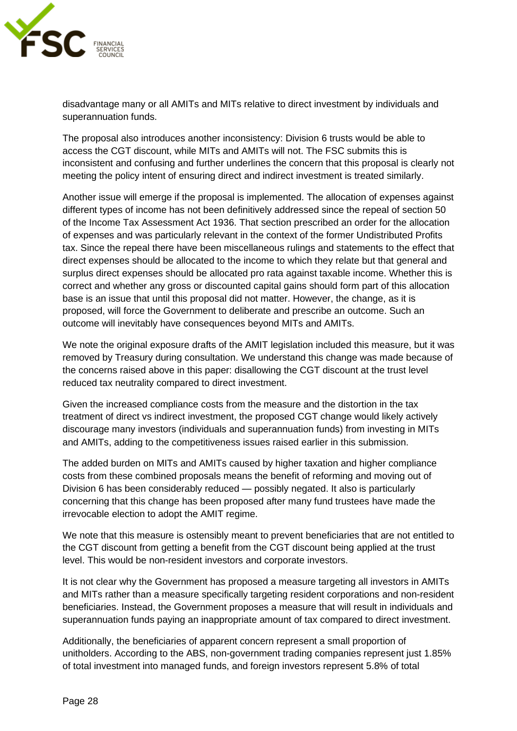disadvantage many or all AMITs and MITs relative to direct investment by individuals and superannuation funds.

The proposal also introduces another inconsistency: Division 6 trusts would be able to access the CGT discount, while MITs and AMITs will not. The FSC submits this is inconsistent and confusing and further underlines the concern that this proposal is clearly not meeting the policy intent of ensuring direct and indirect investment is treated similarly.

Another issue will emerge if the proposal is implemented. The allocation of expenses against different types of income has not been definitively addressed since the repeal of section 50 of the Income Tax Assessment Act 1936. That section prescribed an order for the allocation of expenses and was particularly relevant in the context of the former Undistributed Profits tax. Since the repeal there have been miscellaneous rulings and statements to the effect that direct expenses should be allocated to the income to which they relate but that general and surplus direct expenses should be allocated pro rata against taxable income. Whether this is correct and whether any gross or discounted capital gains should form part of this allocation base is an issue that until this proposal did not matter. However, the change, as it is proposed, will force the Government to deliberate and prescribe an outcome. Such an outcome will inevitably have consequences beyond MITs and AMITs.

We note the original exposure drafts of the AMIT legislation included this measure, but it was removed by Treasury during consultation. We understand this change was made because of the concerns raised above in this paper: disallowing the CGT discount at the trust level reduced tax neutrality compared to direct investment.

Given the increased compliance costs from the measure and the distortion in the tax treatment of direct vs indirect investment, the proposed CGT change would likely actively discourage many investors (individuals and superannuation funds) from investing in MITs and AMITs, adding to the competitiveness issues raised earlier in this submission.

The added burden on MITs and AMITs caused by higher taxation and higher compliance costs from these combined proposals means the benefit of reforming and moving out of Division 6 has been considerably reduced — possibly negated. It also is particularly concerning that this change has been proposed after many fund trustees have made the irrevocable election to adopt the AMIT regime.

We note that this measure is ostensibly meant to prevent beneficiaries that are not entitled to the CGT discount from getting a benefit from the CGT discount being applied at the trust level. This would be non-resident investors and corporate investors.

It is not clear why the Government has proposed a measure targeting all investors in AMITs and MITs rather than a measure specifically targeting resident corporations and non-resident beneficiaries. Instead, the Government proposes a measure that will result in individuals and superannuation funds paying an inappropriate amount of tax compared to direct investment.

Additionally, the beneficiaries of apparent concern represent a small proportion of unitholders. According to the ABS, non-government trading companies represent just 1.85% of total investment into managed funds, and foreign investors represent 5.8% of total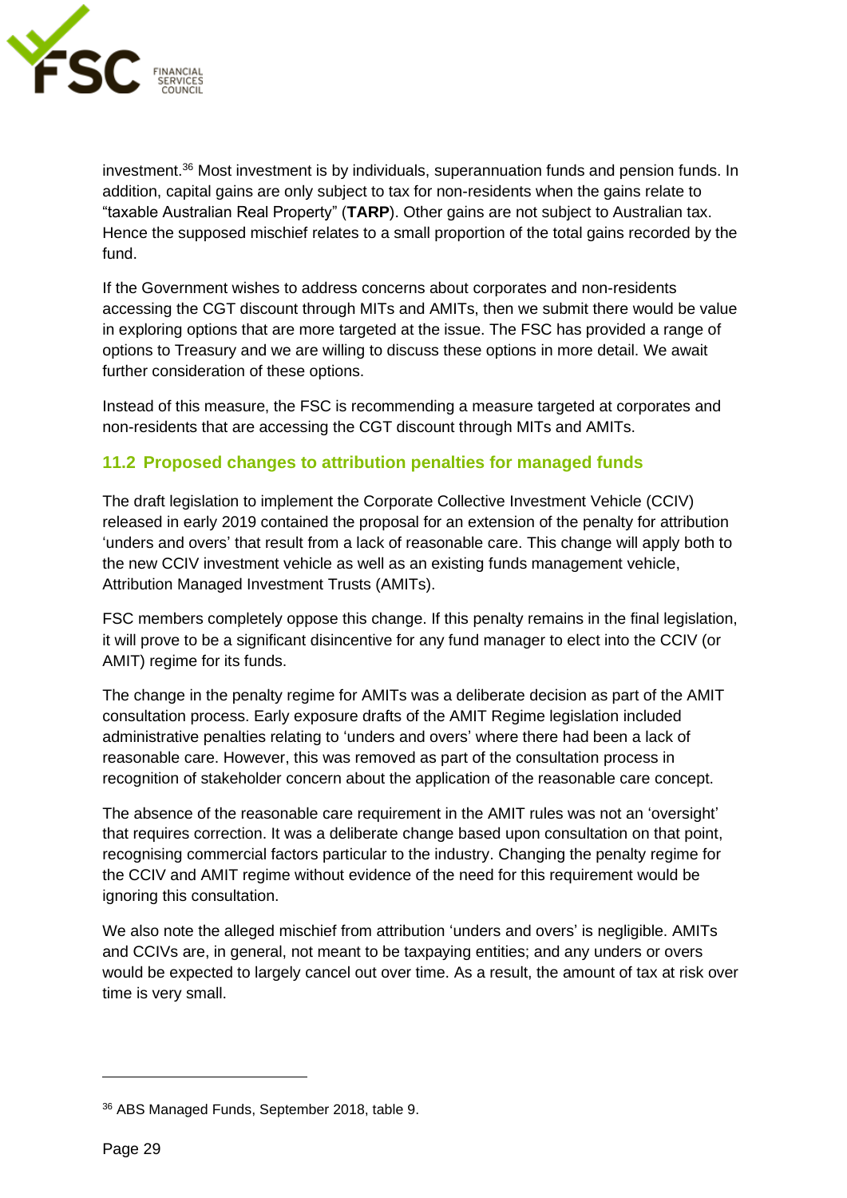investment.[36] Most investment is by individuals, superannuation funds and pension funds. In addition, capital gains are only subject to tax for non-residents when the gains relate to "taxable Australian Real Property" (**TARP**). Other gains are not subject to Australian tax. Hence the supposed mischief relates to a small proportion of the total gains recorded by the fund.

If the Government wishes to address concerns about corporates and non-residents accessing the CGT discount through MITs and AMITs, then we submit there would be value in exploring options that are more targeted at the issue. The FSC has provided a range of options to Treasury and we are willing to discuss these options in more detail. We await further consideration of these options.

Instead of this measure, the FSC is recommending a measure targeted at corporates and non-residents that are accessing the CGT discount through MITs and AMITs.

## 11.2 Proposed changes to attribution penalties for managed funds

The draft legislation to implement the Corporate Collective Investment Vehicle (CCIV) released in early 2019 contained the proposal for an extension of the penalty for attribution 'unders and overs' that result from a lack of reasonable care. This change will apply both to the new CCIV investment vehicle as well as an existing funds management vehicle, Attribution Managed Investment Trusts (AMITs).

FSC members completely oppose this change. If this penalty remains in the final legislation, it will prove to be a significant disincentive for any fund manager to elect into the CCIV (or AMIT) regime for its funds.

The change in the penalty regime for AMITs was a deliberate decision as part of the AMIT consultation process. Early exposure drafts of the AMIT Regime legislation included administrative penalties relating to 'unders and overs' where there had been a lack of reasonable care. However, this was removed as part of the consultation process in recognition of stakeholder concern about the application of the reasonable care concept.

The absence of the reasonable care requirement in the AMIT rules was not an 'oversight' that requires correction. It was a deliberate change based upon consultation on that point, recognising commercial factors particular to the industry. Changing the penalty regime for the CCIV and AMIT regime without evidence of the need for this requirement would be ignoring this consultation.

We also note the alleged mischief from attribution 'unders and overs' is negligible. AMITs and CCIVs are, in general, not meant to be taxpaying entities; and any unders or overs would be expected to largely cancel out over time. As a result, the amount of tax at risk over time is very small.

---

[36] ABS Managed Funds, September 2018, table 9.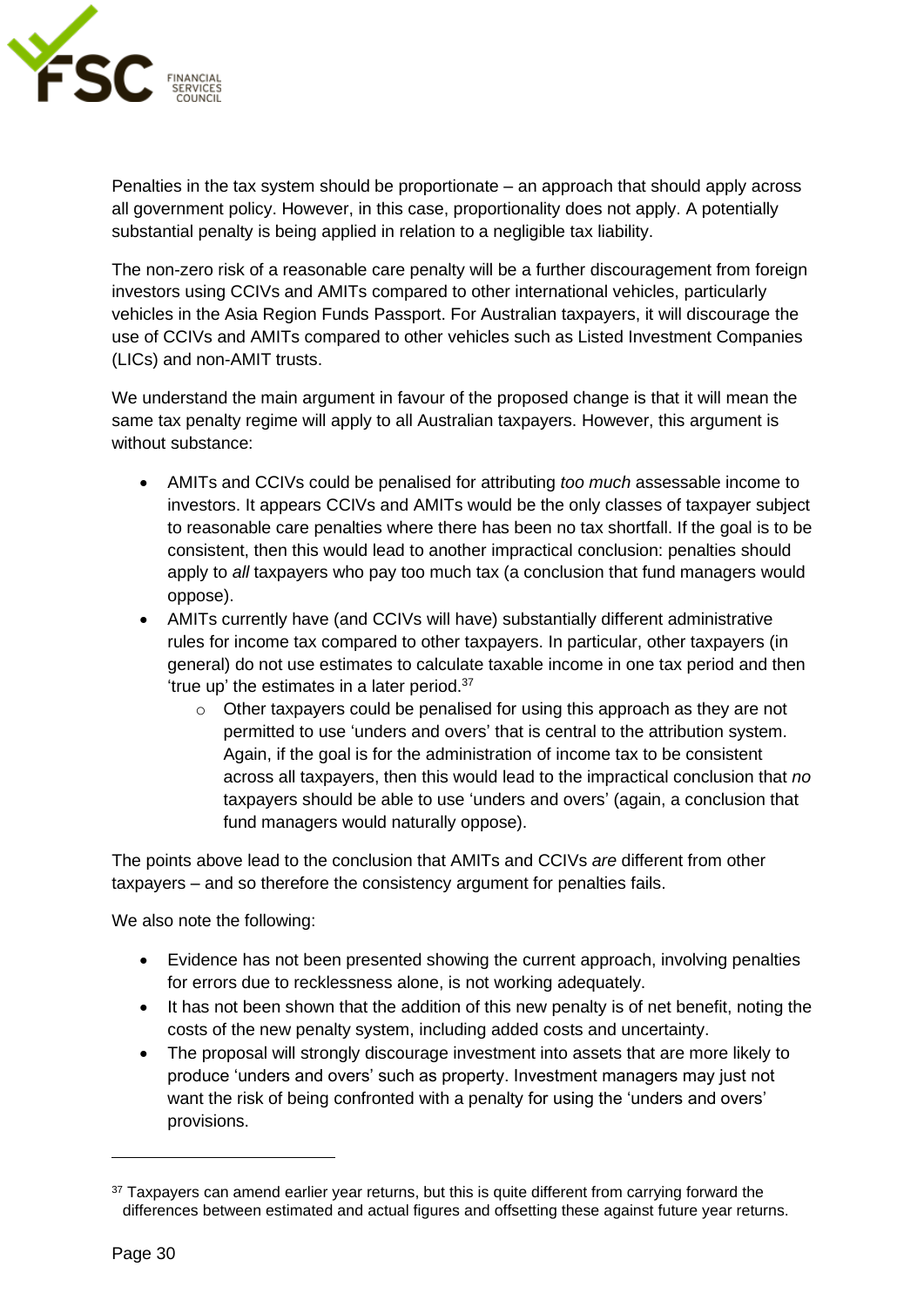Penalties in the tax system should be proportionate – an approach that should apply across all government policy. However, in this case, proportionality does not apply. A potentially substantial penalty is being applied in relation to a negligible tax liability.

The non-zero risk of a reasonable care penalty will be a further discouragement from foreign investors using CCIVs and AMITs compared to other international vehicles, particularly vehicles in the Asia Region Funds Passport. For Australian taxpayers, it will discourage the use of CCIVs and AMITs compared to other vehicles such as Listed Investment Companies (LICs) and non-AMIT trusts.

We understand the main argument in favour of the proposed change is that it will mean the same tax penalty regime will apply to all Australian taxpayers. However, this argument is without substance:

- AMITs and CCIVs could be penalised for attributing *too much* assessable income to investors. It appears CCIVs and AMITs would be the only classes of taxpayer subject to reasonable care penalties where there has been no tax shortfall. If the goal is to be consistent, then this would lead to another impractical conclusion: penalties should apply to *all* taxpayers who pay too much tax (a conclusion that fund managers would oppose).
- AMITs currently have (and CCIVs will have) substantially different administrative rules for income tax compared to other taxpayers. In particular, other taxpayers (in general) do not use estimates to calculate taxable income in one tax period and then 'true up' the estimates in a later period.[37]
  - Other taxpayers could be penalised for using this approach as they are not permitted to use 'unders and overs' that is central to the attribution system. Again, if the goal is for the administration of income tax to be consistent across all taxpayers, then this would lead to the impractical conclusion that *no* taxpayers should be able to use 'unders and overs' (again, a conclusion that fund managers would naturally oppose).

The points above lead to the conclusion that AMITs and CCIVs *are* different from other taxpayers – and so therefore the consistency argument for penalties fails.

We also note the following:

- Evidence has not been presented showing the current approach, involving penalties for errors due to recklessness alone, is not working adequately.
- It has not been shown that the addition of this new penalty is of net benefit, noting the costs of the new penalty system, including added costs and uncertainty.
- The proposal will strongly discourage investment into assets that are more likely to produce 'unders and overs' such as property. Investment managers may just not want the risk of being confronted with a penalty for using the 'unders and overs' provisions.

---

[37] Taxpayers can amend earlier year returns, but this is quite different from carrying forward the differences between estimated and actual figures and offsetting these against future year returns.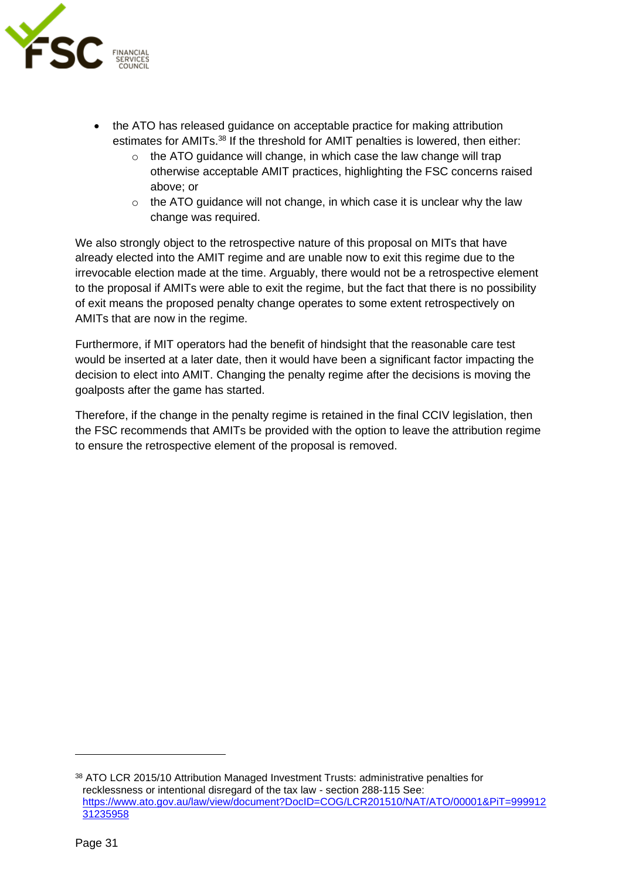- the ATO has released guidance on acceptable practice for making attribution estimates for AMITs.[38] If the threshold for AMIT penalties is lowered, then either:
    - the ATO guidance will change, in which case the law change will trap otherwise acceptable AMIT practices, highlighting the FSC concerns raised above; or
    - the ATO guidance will not change, in which case it is unclear why the law change was required.

We also strongly object to the retrospective nature of this proposal on MITs that have already elected into the AMIT regime and are unable now to exit this regime due to the irrevocable election made at the time. Arguably, there would not be a retrospective element to the proposal if AMITs were able to exit the regime, but the fact that there is no possibility of exit means the proposed penalty change operates to some extent retrospectively on AMITs that are now in the regime.

Furthermore, if MIT operators had the benefit of hindsight that the reasonable care test would be inserted at a later date, then it would have been a significant factor impacting the decision to elect into AMIT. Changing the penalty regime after the decisions is moving the goalposts after the game has started.

Therefore, if the change in the penalty regime is retained in the final CCIV legislation, then the FSC recommends that AMITs be provided with the option to leave the attribution regime to ensure the retrospective element of the proposal is removed.

---

[38] ATO LCR 2015/10 Attribution Managed Investment Trusts: administrative penalties for recklessness or intentional disregard of the tax law - section 288-115 See: https://www.ato.gov.au/law/view/document?DocID=COG/LCR201510/NAT/ATO/00001&PiT=99991231235958